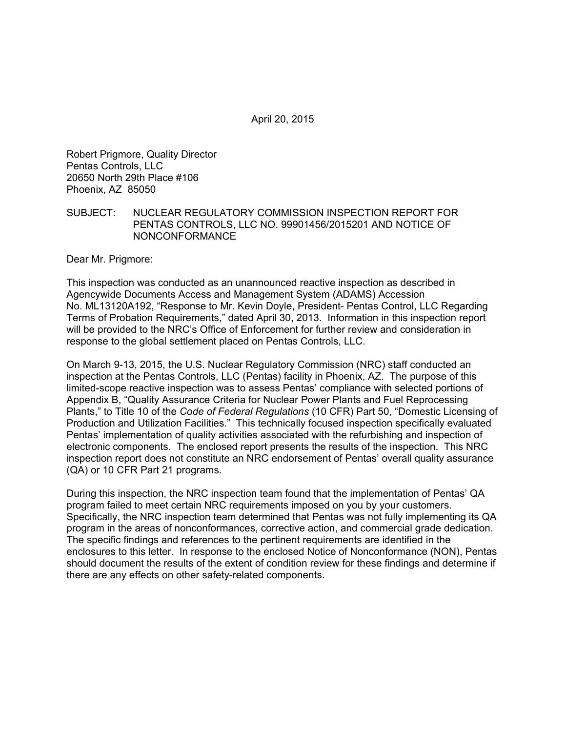April 20, 2015

Robert Prigmore, Quality Director  
Pentas Controls, LLC  
20650 North 29th Place #106  
Phoenix, AZ 85050

SUBJECT: NUCLEAR REGULATORY COMMISSION INSPECTION REPORT FOR PENTAS CONTROLS, LLC NO. 99901456/2015201 AND NOTICE OF NONCONFORMANCE

Dear Mr. Prigmore:

This inspection was conducted as an unannounced reactive inspection as described in Agencywide Documents Access and Management System (ADAMS) Accession No. ML13120A192, "Response to Mr. Kevin Doyle, President- Pentas Control, LLC Regarding Terms of Probation Requirements," dated April 30, 2013. Information in this inspection report will be provided to the NRC's Office of Enforcement for further review and consideration in response to the global settlement placed on Pentas Controls, LLC.

On March 9-13, 2015, the U.S. Nuclear Regulatory Commission (NRC) staff conducted an inspection at the Pentas Controls, LLC (Pentas) facility in Phoenix, AZ. The purpose of this limited-scope reactive inspection was to assess Pentas' compliance with selected portions of Appendix B, "Quality Assurance Criteria for Nuclear Power Plants and Fuel Reprocessing Plants," to Title 10 of the *Code of Federal Regulations* (10 CFR) Part 50, "Domestic Licensing of Production and Utilization Facilities." This technically focused inspection specifically evaluated Pentas' implementation of quality activities associated with the refurbishing and inspection of electronic components. The enclosed report presents the results of the inspection. This NRC inspection report does not constitute an NRC endorsement of Pentas' overall quality assurance (QA) or 10 CFR Part 21 programs.

During this inspection, the NRC inspection team found that the implementation of Pentas' QA program failed to meet certain NRC requirements imposed on you by your customers. Specifically, the NRC inspection team determined that Pentas was not fully implementing its QA program in the areas of nonconformances, corrective action, and commercial grade dedication. The specific findings and references to the pertinent requirements are identified in the enclosures to this letter. In response to the enclosed Notice of Nonconformance (NON), Pentas should document the results of the extent of condition review for these findings and determine if there are any effects on other safety-related components.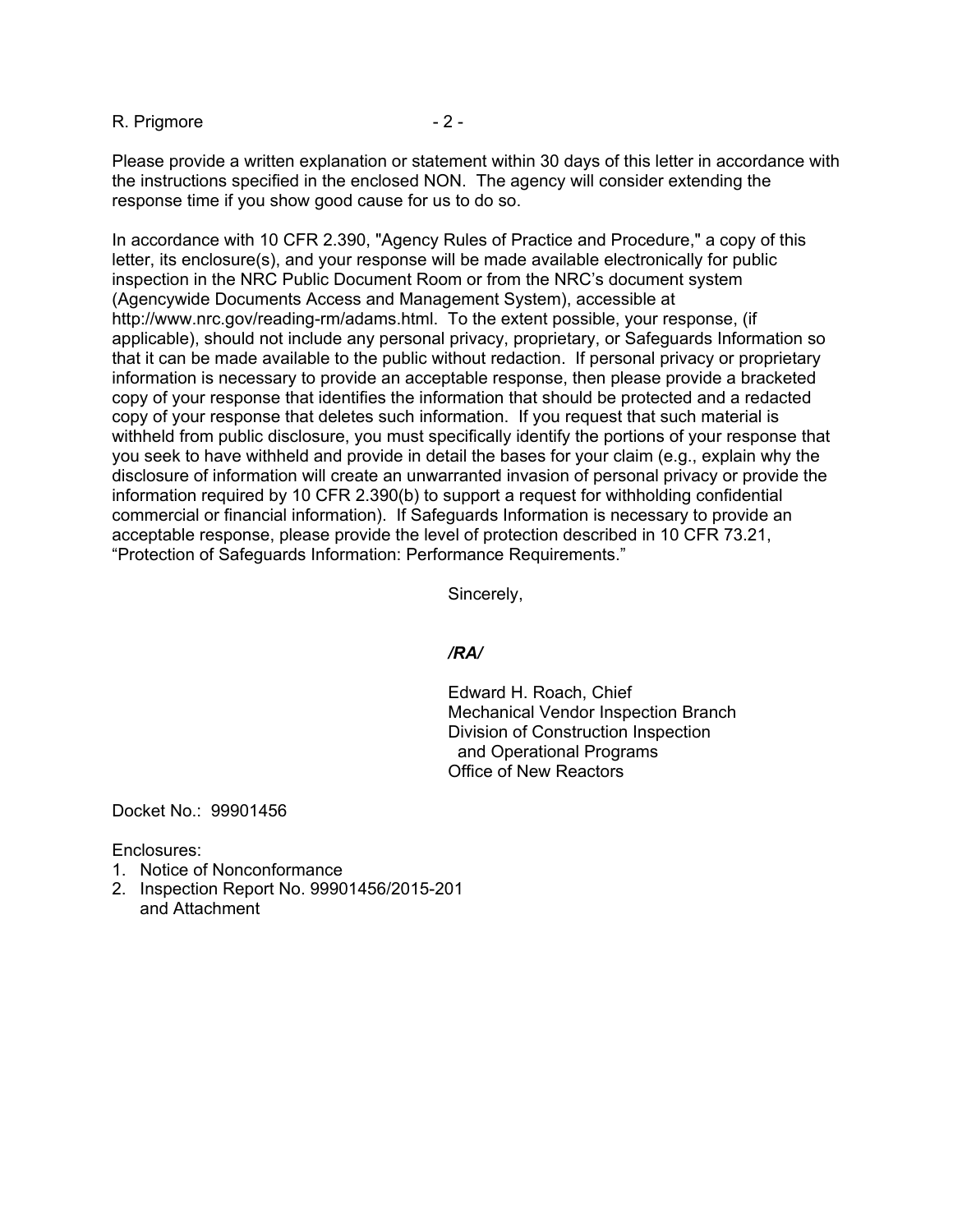Please provide a written explanation or statement within 30 days of this letter in accordance with the instructions specified in the enclosed NON. The agency will consider extending the response time if you show good cause for us to do so.

In accordance with 10 CFR 2.390, "Agency Rules of Practice and Procedure," a copy of this letter, its enclosure(s), and your response will be made available electronically for public inspection in the NRC Public Document Room or from the NRC's document system (Agencywide Documents Access and Management System), accessible at http://www.nrc.gov/reading-rm/adams.html. To the extent possible, your response, (if applicable), should not include any personal privacy, proprietary, or Safeguards Information so that it can be made available to the public without redaction. If personal privacy or proprietary information is necessary to provide an acceptable response, then please provide a bracketed copy of your response that identifies the information that should be protected and a redacted copy of your response that deletes such information. If you request that such material is withheld from public disclosure, you must specifically identify the portions of your response that you seek to have withheld and provide in detail the bases for your claim (e.g., explain why the disclosure of information will create an unwarranted invasion of personal privacy or provide the information required by 10 CFR 2.390(b) to support a request for withholding confidential commercial or financial information). If Safeguards Information is necessary to provide an acceptable response, please provide the level of protection described in 10 CFR 73.21, "Protection of Safeguards Information: Performance Requirements."

Sincerely,

***/RA/***

Edward H. Roach, Chief
Mechanical Vendor Inspection Branch
Division of Construction Inspection
and Operational Programs
Office of New Reactors

Docket No.: 99901456

Enclosures:
1. Notice of Nonconformance
2. Inspection Report No. 99901456/2015-201
   and Attachment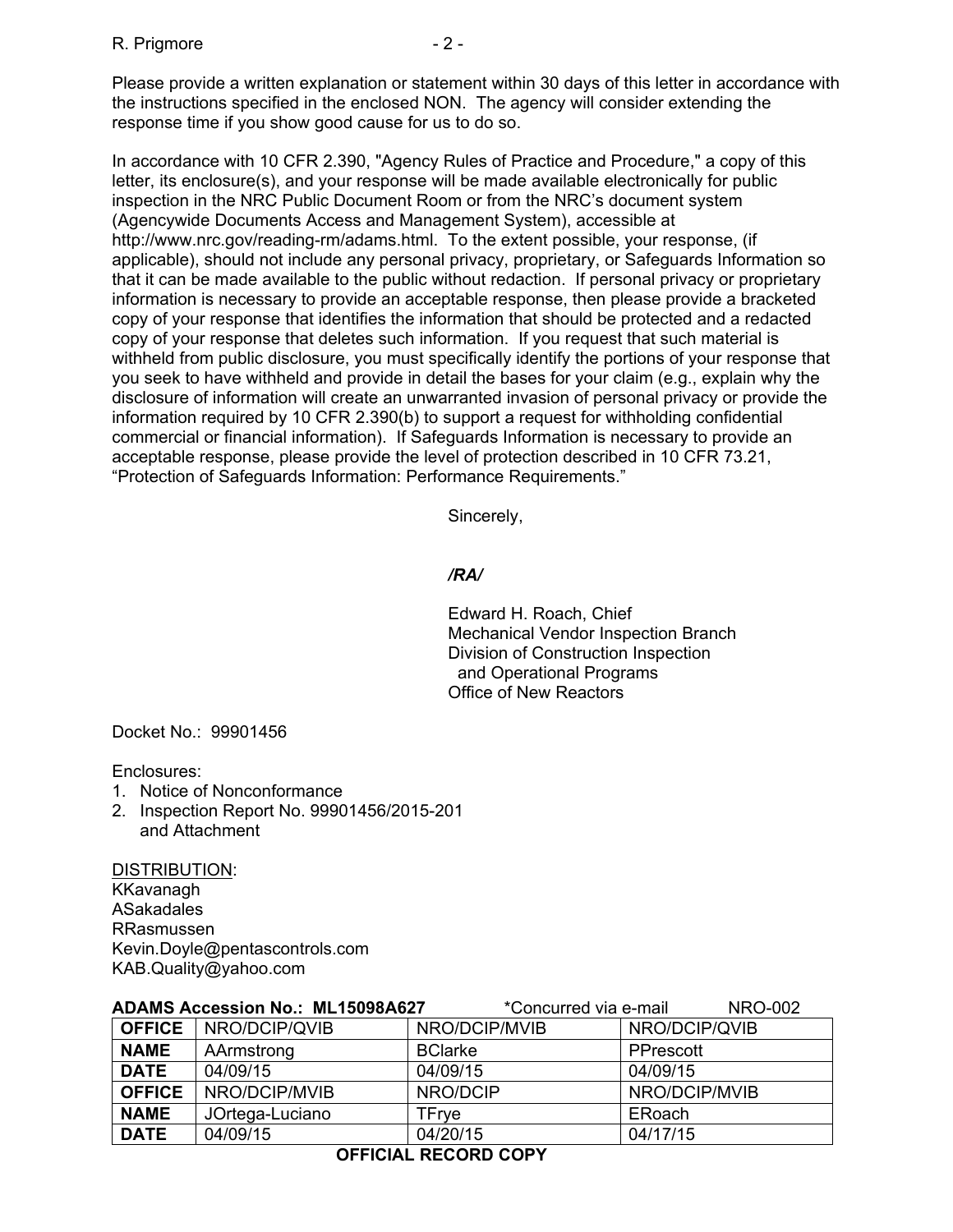Please provide a written explanation or statement within 30 days of this letter in accordance with the instructions specified in the enclosed NON. The agency will consider extending the response time if you show good cause for us to do so.

In accordance with 10 CFR 2.390, "Agency Rules of Practice and Procedure," a copy of this letter, its enclosure(s), and your response will be made available electronically for public inspection in the NRC Public Document Room or from the NRC's document system (Agencywide Documents Access and Management System), accessible at http://www.nrc.gov/reading-rm/adams.html. To the extent possible, your response, (if applicable), should not include any personal privacy, proprietary, or Safeguards Information so that it can be made available to the public without redaction. If personal privacy or proprietary information is necessary to provide an acceptable response, then please provide a bracketed copy of your response that identifies the information that should be protected and a redacted copy of your response that deletes such information. If you request that such material is withheld from public disclosure, you must specifically identify the portions of your response that you seek to have withheld and provide in detail the bases for your claim (e.g., explain why the disclosure of information will create an unwarranted invasion of personal privacy or provide the information required by 10 CFR 2.390(b) to support a request for withholding confidential commercial or financial information). If Safeguards Information is necessary to provide an acceptable response, please provide the level of protection described in 10 CFR 73.21, "Protection of Safeguards Information: Performance Requirements."

Sincerely,

*/RA/*

Edward H. Roach, Chief
Mechanical Vendor Inspection Branch
Division of Construction Inspection
and Operational Programs
Office of New Reactors

Docket No.: 99901456

Enclosures:
1. Notice of Nonconformance
2. Inspection Report No. 99901456/2015-201 and Attachment

DISTRIBUTION:
KKavanagh
ASakadales
RRasmussen
Kevin.Doyle@pentascontrols.com
KAB.Quality@yahoo.com

**ADAMS Accession No.: ML15098A627** *Concurred via e-mail NRO-002

| **OFFICE** | NRO/DCIP/QVIB | NRO/DCIP/MVIB | NRO/DCIP/QVIB |
|---|---|---|---|
| **NAME** | AArmstrong | BClarke | PPrescott |
| **DATE** | 04/09/15 | 04/09/15 | 04/09/15 |
| **OFFICE** | NRO/DCIP/MVIB | NRO/DCIP | NRO/DCIP/MVIB |
| **NAME** | JOrtega-Luciano | TFrye | ERoach |
| **DATE** | 04/09/15 | 04/20/15 | 04/17/15 |

**OFFICIAL RECORD COPY**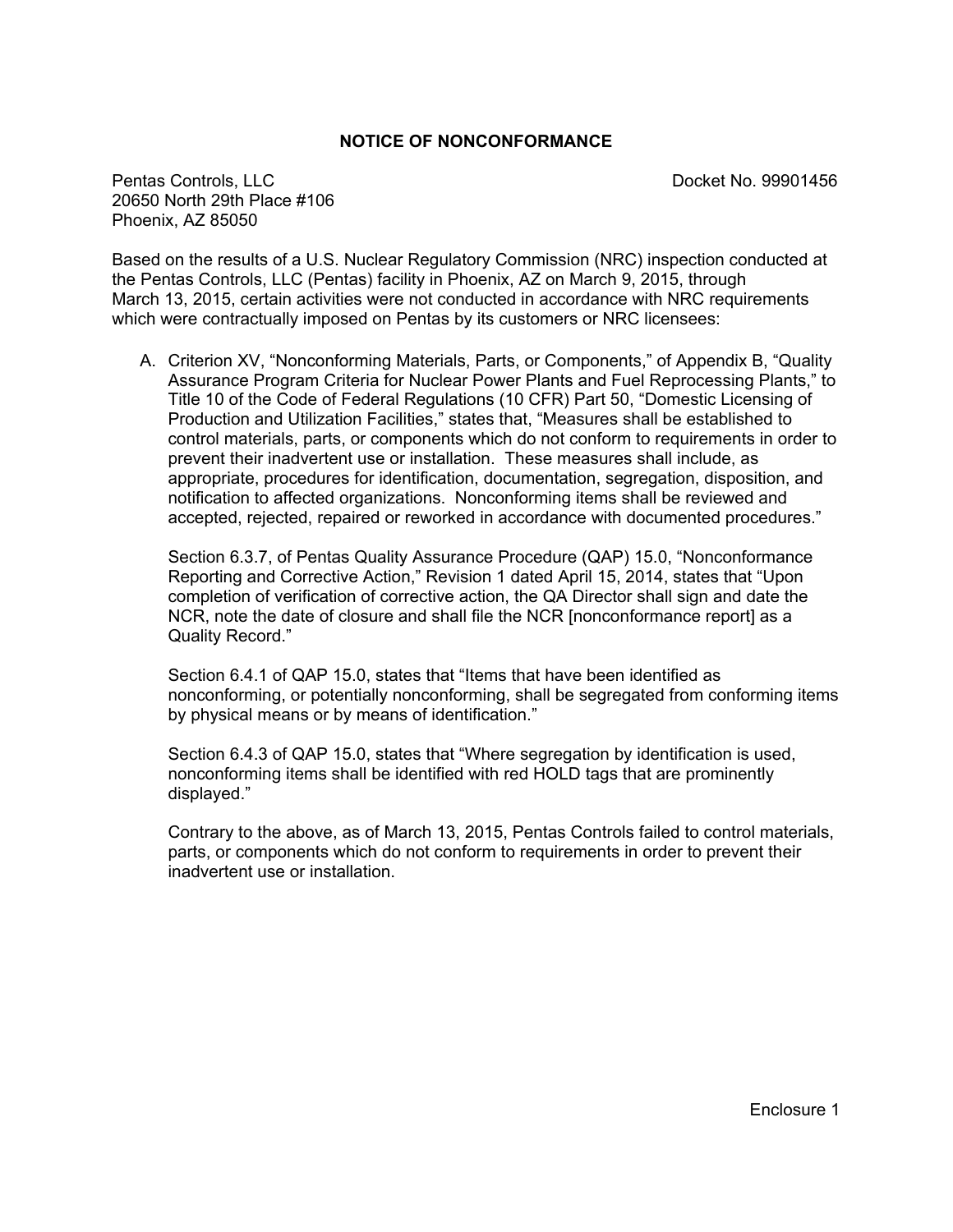# NOTICE OF NONCONFORMANCE

Pentas Controls, LLC
20650 North 29th Place #106
Phoenix, AZ 85050

Docket No. 99901456

Based on the results of a U.S. Nuclear Regulatory Commission (NRC) inspection conducted at the Pentas Controls, LLC (Pentas) facility in Phoenix, AZ on March 9, 2015, through March 13, 2015, certain activities were not conducted in accordance with NRC requirements which were contractually imposed on Pentas by its customers or NRC licensees:

A. Criterion XV, "Nonconforming Materials, Parts, or Components," of Appendix B, "Quality Assurance Program Criteria for Nuclear Power Plants and Fuel Reprocessing Plants," to Title 10 of the Code of Federal Regulations (10 CFR) Part 50, "Domestic Licensing of Production and Utilization Facilities," states that, "Measures shall be established to control materials, parts, or components which do not conform to requirements in order to prevent their inadvertent use or installation. These measures shall include, as appropriate, procedures for identification, documentation, segregation, disposition, and notification to affected organizations. Nonconforming items shall be reviewed and accepted, rejected, repaired or reworked in accordance with documented procedures."

   Section 6.3.7, of Pentas Quality Assurance Procedure (QAP) 15.0, "Nonconformance Reporting and Corrective Action," Revision 1 dated April 15, 2014, states that "Upon completion of verification of corrective action, the QA Director shall sign and date the NCR, note the date of closure and shall file the NCR [nonconformance report] as a Quality Record."

   Section 6.4.1 of QAP 15.0, states that "Items that have been identified as nonconforming, or potentially nonconforming, shall be segregated from conforming items by physical means or by means of identification."

   Section 6.4.3 of QAP 15.0, states that "Where segregation by identification is used, nonconforming items shall be identified with red HOLD tags that are prominently displayed."

   Contrary to the above, as of March 13, 2015, Pentas Controls failed to control materials, parts, or components which do not conform to requirements in order to prevent their inadvertent use or installation.

Enclosure 1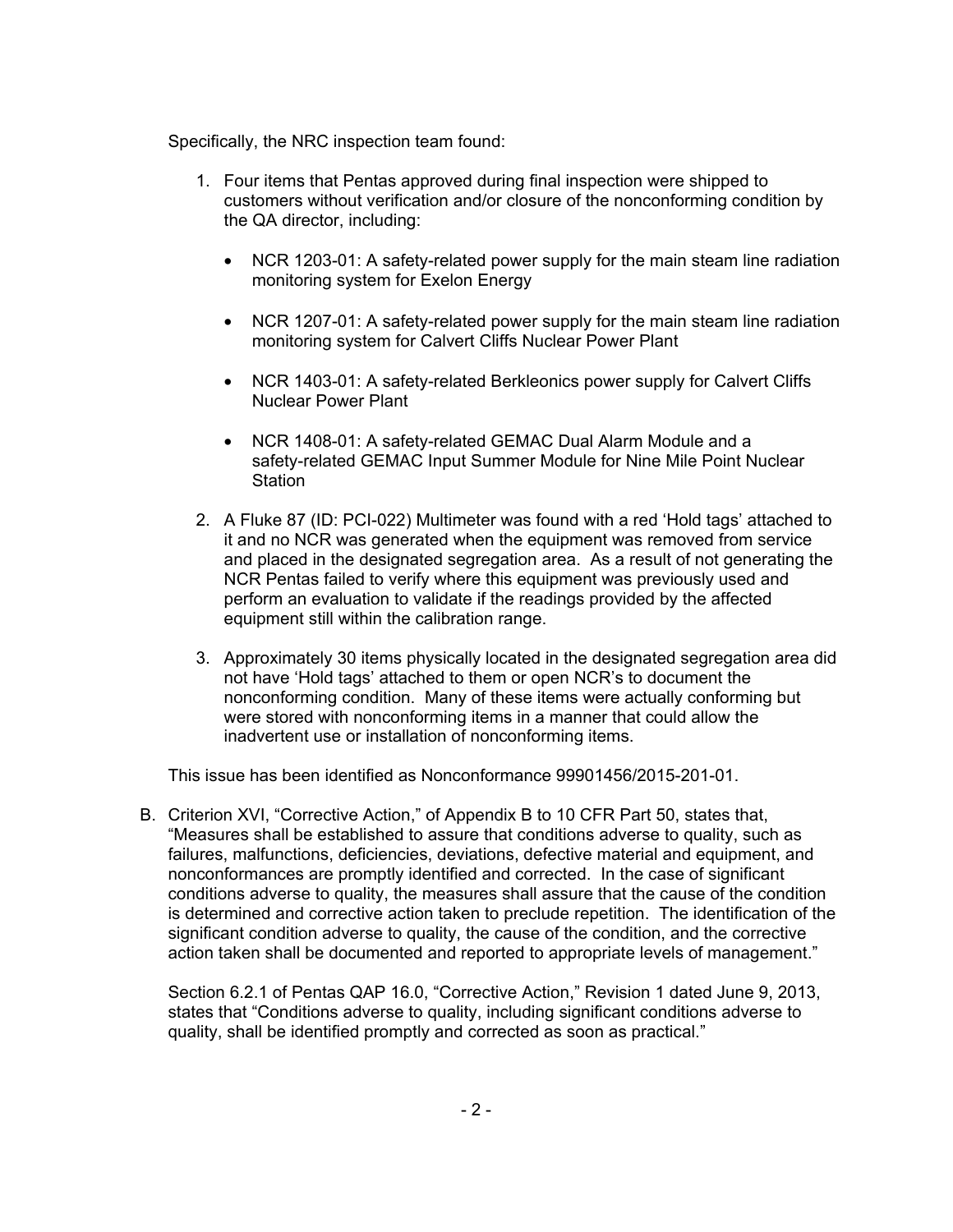Specifically, the NRC inspection team found:

1. Four items that Pentas approved during final inspection were shipped to customers without verification and/or closure of the nonconforming condition by the QA director, including:

   - NCR 1203-01: A safety-related power supply for the main steam line radiation monitoring system for Exelon Energy
   - NCR 1207-01: A safety-related power supply for the main steam line radiation monitoring system for Calvert Cliffs Nuclear Power Plant
   - NCR 1403-01: A safety-related Berkleonics power supply for Calvert Cliffs Nuclear Power Plant
   - NCR 1408-01: A safety-related GEMAC Dual Alarm Module and a safety-related GEMAC Input Summer Module for Nine Mile Point Nuclear Station

2. A Fluke 87 (ID: PCI-022) Multimeter was found with a red 'Hold tags' attached to it and no NCR was generated when the equipment was removed from service and placed in the designated segregation area. As a result of not generating the NCR Pentas failed to verify where this equipment was previously used and perform an evaluation to validate if the readings provided by the affected equipment still within the calibration range.

3. Approximately 30 items physically located in the designated segregation area did not have 'Hold tags' attached to them or open NCR's to document the nonconforming condition. Many of these items were actually conforming but were stored with nonconforming items in a manner that could allow the inadvertent use or installation of nonconforming items.

This issue has been identified as Nonconformance 99901456/2015-201-01.

B. Criterion XVI, "Corrective Action," of Appendix B to 10 CFR Part 50, states that, "Measures shall be established to assure that conditions adverse to quality, such as failures, malfunctions, deficiencies, deviations, defective material and equipment, and nonconformances are promptly identified and corrected. In the case of significant conditions adverse to quality, the measures shall assure that the cause of the condition is determined and corrective action taken to preclude repetition. The identification of the significant condition adverse to quality, the cause of the condition, and the corrective action taken shall be documented and reported to appropriate levels of management."

   Section 6.2.1 of Pentas QAP 16.0, "Corrective Action," Revision 1 dated June 9, 2013, states that "Conditions adverse to quality, including significant conditions adverse to quality, shall be identified promptly and corrected as soon as practical."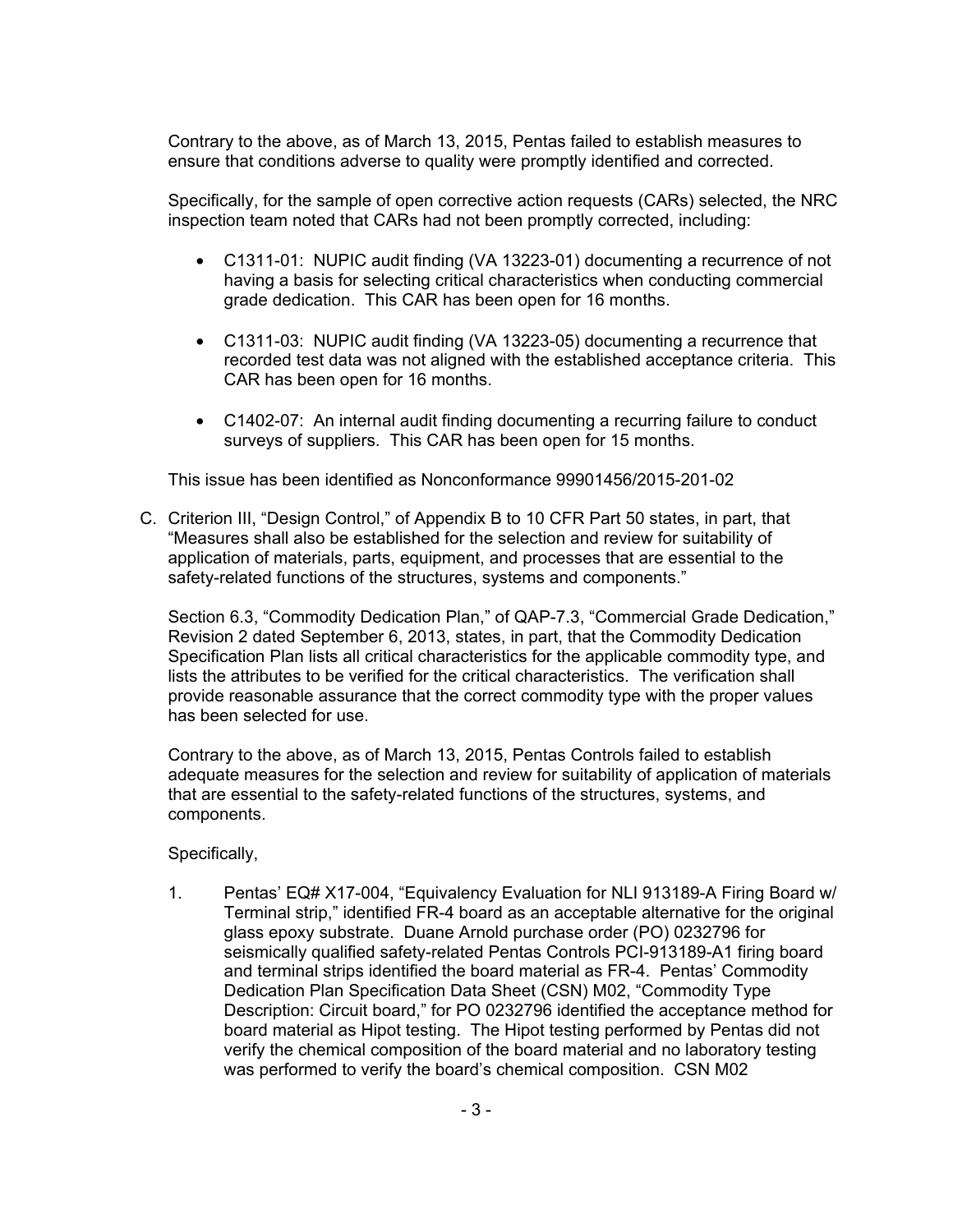Contrary to the above, as of March 13, 2015, Pentas failed to establish measures to ensure that conditions adverse to quality were promptly identified and corrected.

Specifically, for the sample of open corrective action requests (CARs) selected, the NRC inspection team noted that CARs had not been promptly corrected, including:

- C1311-01: NUPIC audit finding (VA 13223-01) documenting a recurrence of not having a basis for selecting critical characteristics when conducting commercial grade dedication. This CAR has been open for 16 months.

- C1311-03: NUPIC audit finding (VA 13223-05) documenting a recurrence that recorded test data was not aligned with the established acceptance criteria. This CAR has been open for 16 months.

- C1402-07: An internal audit finding documenting a recurring failure to conduct surveys of suppliers. This CAR has been open for 15 months.

This issue has been identified as Nonconformance 99901456/2015-201-02

C. Criterion III, "Design Control," of Appendix B to 10 CFR Part 50 states, in part, that "Measures shall also be established for the selection and review for suitability of application of materials, parts, equipment, and processes that are essential to the safety-related functions of the structures, systems and components."

   Section 6.3, "Commodity Dedication Plan," of QAP-7.3, "Commercial Grade Dedication," Revision 2 dated September 6, 2013, states, in part, that the Commodity Dedication Specification Plan lists all critical characteristics for the applicable commodity type, and lists the attributes to be verified for the critical characteristics. The verification shall provide reasonable assurance that the correct commodity type with the proper values has been selected for use.

   Contrary to the above, as of March 13, 2015, Pentas Controls failed to establish adequate measures for the selection and review for suitability of application of materials that are essential to the safety-related functions of the structures, systems, and components.

   Specifically,

   1. Pentas' EQ# X17-004, "Equivalency Evaluation for NLI 913189-A Firing Board w/ Terminal strip," identified FR-4 board as an acceptable alternative for the original glass epoxy substrate. Duane Arnold purchase order (PO) 0232796 for seismically qualified safety-related Pentas Controls PCI-913189-A1 firing board and terminal strips identified the board material as FR-4. Pentas' Commodity Dedication Plan Specification Data Sheet (CSN) M02, "Commodity Type Description: Circuit board," for PO 0232796 identified the acceptance method for board material as Hipot testing. The Hipot testing performed by Pentas did not verify the chemical composition of the board material and no laboratory testing was performed to verify the board's chemical composition. CSN M02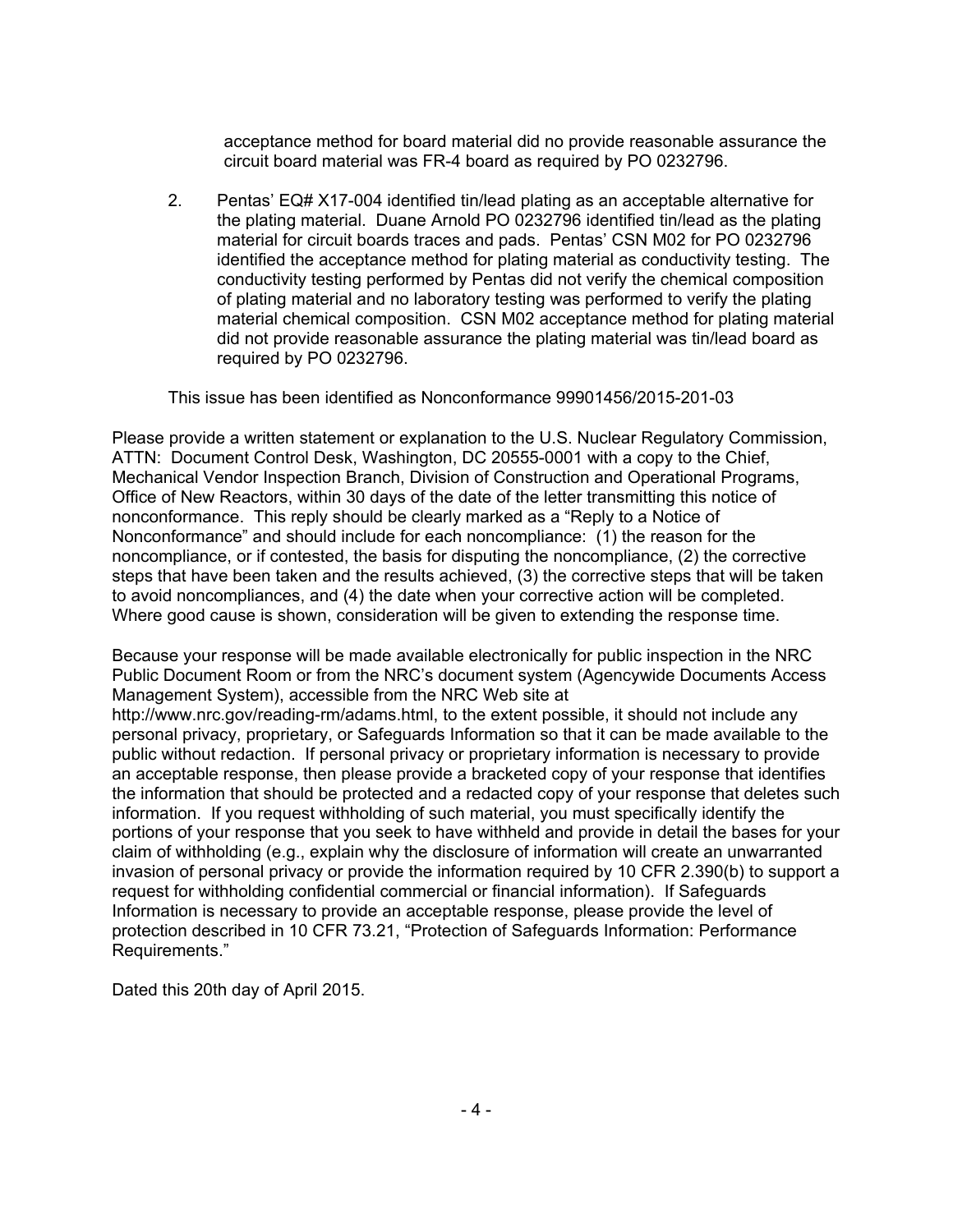acceptance method for board material did no provide reasonable assurance the circuit board material was FR-4 board as required by PO 0232796.

2. Pentas' EQ# X17-004 identified tin/lead plating as an acceptable alternative for the plating material. Duane Arnold PO 0232796 identified tin/lead as the plating material for circuit boards traces and pads. Pentas' CSN M02 for PO 0232796 identified the acceptance method for plating material as conductivity testing. The conductivity testing performed by Pentas did not verify the chemical composition of plating material and no laboratory testing was performed to verify the plating material chemical composition. CSN M02 acceptance method for plating material did not provide reasonable assurance the plating material was tin/lead board as required by PO 0232796.

This issue has been identified as Nonconformance 99901456/2015-201-03

Please provide a written statement or explanation to the U.S. Nuclear Regulatory Commission, ATTN: Document Control Desk, Washington, DC 20555-0001 with a copy to the Chief, Mechanical Vendor Inspection Branch, Division of Construction and Operational Programs, Office of New Reactors, within 30 days of the date of the letter transmitting this notice of nonconformance. This reply should be clearly marked as a "Reply to a Notice of Nonconformance" and should include for each noncompliance: (1) the reason for the noncompliance, or if contested, the basis for disputing the noncompliance, (2) the corrective steps that have been taken and the results achieved, (3) the corrective steps that will be taken to avoid noncompliances, and (4) the date when your corrective action will be completed. Where good cause is shown, consideration will be given to extending the response time.

Because your response will be made available electronically for public inspection in the NRC Public Document Room or from the NRC's document system (Agencywide Documents Access Management System), accessible from the NRC Web site at http://www.nrc.gov/reading-rm/adams.html, to the extent possible, it should not include any personal privacy, proprietary, or Safeguards Information so that it can be made available to the public without redaction. If personal privacy or proprietary information is necessary to provide an acceptable response, then please provide a bracketed copy of your response that identifies the information that should be protected and a redacted copy of your response that deletes such information. If you request withholding of such material, you must specifically identify the portions of your response that you seek to have withheld and provide in detail the bases for your claim of withholding (e.g., explain why the disclosure of information will create an unwarranted invasion of personal privacy or provide the information required by 10 CFR 2.390(b) to support a request for withholding confidential commercial or financial information). If Safeguards Information is necessary to provide an acceptable response, please provide the level of protection described in 10 CFR 73.21, "Protection of Safeguards Information: Performance Requirements."

Dated this 20th day of April 2015.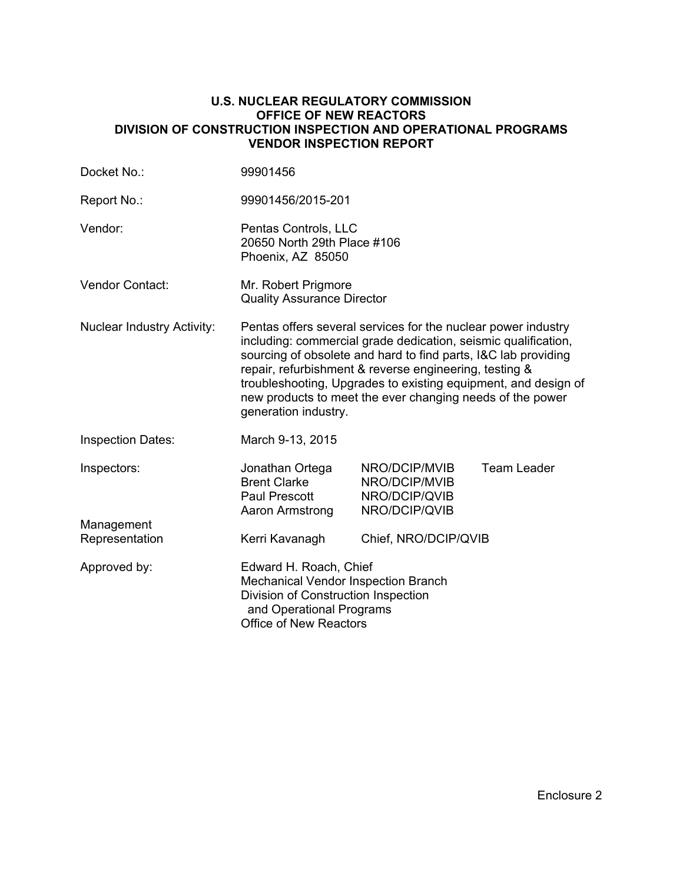**U.S. NUCLEAR REGULATORY COMMISSION**
**OFFICE OF NEW REACTORS**
**DIVISION OF CONSTRUCTION INSPECTION AND OPERATIONAL PROGRAMS**
**VENDOR INSPECTION REPORT**

| | | | |
|---|---|---|---|
| Docket No.: | 99901456 | | |
| Report No.: | 99901456/2015-201 | | |
| Vendor: | Pentas Controls, LLC<br>20650 North 29th Place #106<br>Phoenix, AZ 85050 | | |
| Vendor Contact: | Mr. Robert Prigmore<br>Quality Assurance Director | | |
| Nuclear Industry Activity: | Pentas offers several services for the nuclear power industry including: commercial grade dedication, seismic qualification, sourcing of obsolete and hard to find parts, I&C lab providing repair, refurbishment & reverse engineering, testing & troubleshooting, Upgrades to existing equipment, and design of new products to meet the ever changing needs of the power generation industry. | | |
| Inspection Dates: | March 9-13, 2015 | | |
| Inspectors: | Jonathan Ortega | NRO/DCIP/MVIB | Team Leader |
| | Brent Clarke | NRO/DCIP/MVIB | |
| | Paul Prescott | NRO/DCIP/QVIB | |
| | Aaron Armstrong | NRO/DCIP/QVIB | |
| Management Representation | Kerri Kavanagh | Chief, NRO/DCIP/QVIB | |
| Approved by: | Edward H. Roach, Chief<br>Mechanical Vendor Inspection Branch<br>Division of Construction Inspection and Operational Programs<br>Office of New Reactors | | |

Enclosure 2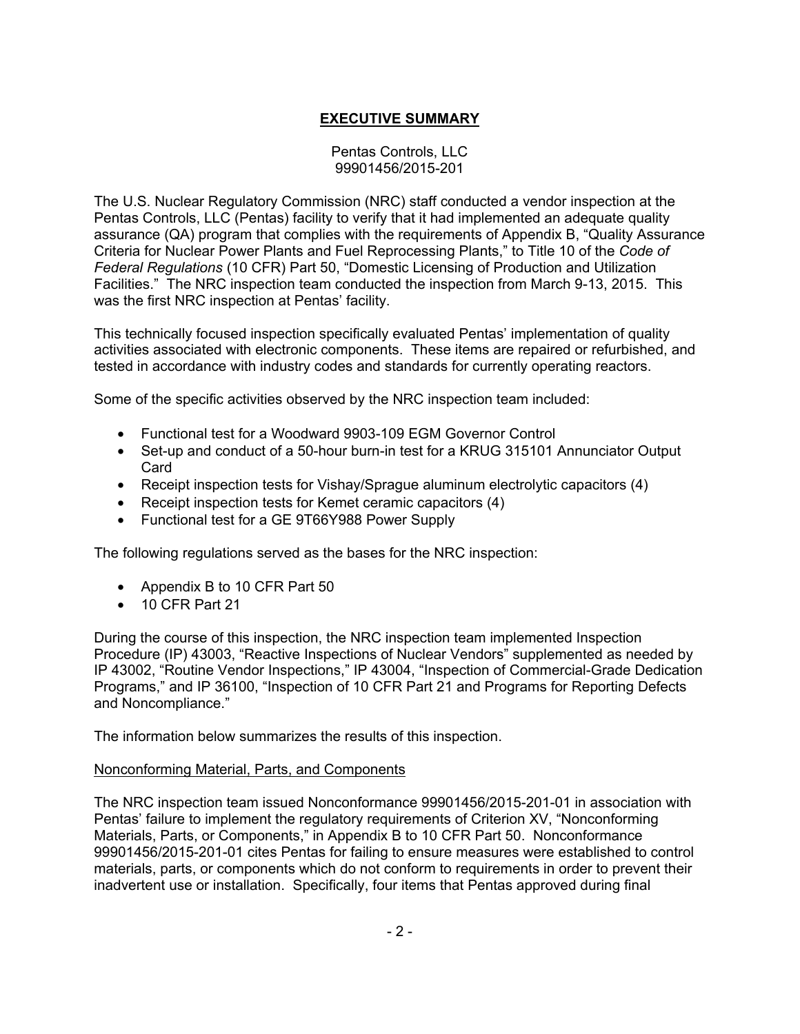## **EXECUTIVE SUMMARY**

Pentas Controls, LLC
99901456/2015-201

The U.S. Nuclear Regulatory Commission (NRC) staff conducted a vendor inspection at the Pentas Controls, LLC (Pentas) facility to verify that it had implemented an adequate quality assurance (QA) program that complies with the requirements of Appendix B, "Quality Assurance Criteria for Nuclear Power Plants and Fuel Reprocessing Plants," to Title 10 of the *Code of Federal Regulations* (10 CFR) Part 50, "Domestic Licensing of Production and Utilization Facilities." The NRC inspection team conducted the inspection from March 9-13, 2015. This was the first NRC inspection at Pentas' facility.

This technically focused inspection specifically evaluated Pentas' implementation of quality activities associated with electronic components. These items are repaired or refurbished, and tested in accordance with industry codes and standards for currently operating reactors.

Some of the specific activities observed by the NRC inspection team included:

- Functional test for a Woodward 9903-109 EGM Governor Control
- Set-up and conduct of a 50-hour burn-in test for a KRUG 315101 Annunciator Output Card
- Receipt inspection tests for Vishay/Sprague aluminum electrolytic capacitors (4)
- Receipt inspection tests for Kemet ceramic capacitors (4)
- Functional test for a GE 9T66Y988 Power Supply

The following regulations served as the bases for the NRC inspection:

- Appendix B to 10 CFR Part 50
- 10 CFR Part 21

During the course of this inspection, the NRC inspection team implemented Inspection Procedure (IP) 43003, "Reactive Inspections of Nuclear Vendors" supplemented as needed by IP 43002, "Routine Vendor Inspections," IP 43004, "Inspection of Commercial-Grade Dedication Programs," and IP 36100, "Inspection of 10 CFR Part 21 and Programs for Reporting Defects and Noncompliance."

The information below summarizes the results of this inspection.

<u>Nonconforming Material, Parts, and Components</u>

The NRC inspection team issued Nonconformance 99901456/2015-201-01 in association with Pentas' failure to implement the regulatory requirements of Criterion XV, "Nonconforming Materials, Parts, or Components," in Appendix B to 10 CFR Part 50. Nonconformance 99901456/2015-201-01 cites Pentas for failing to ensure measures were established to control materials, parts, or components which do not conform to requirements in order to prevent their inadvertent use or installation. Specifically, four items that Pentas approved during final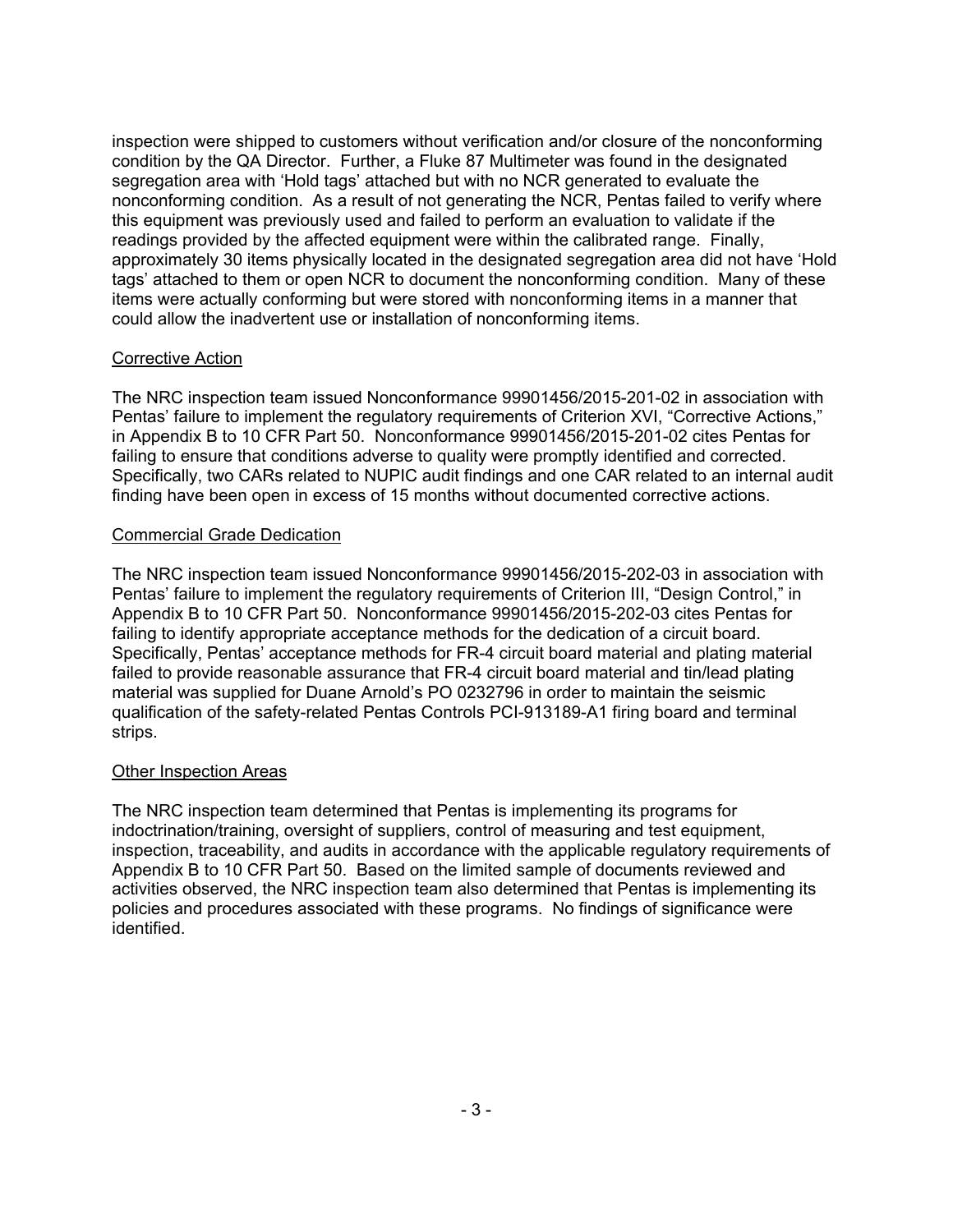inspection were shipped to customers without verification and/or closure of the nonconforming condition by the QA Director. Further, a Fluke 87 Multimeter was found in the designated segregation area with 'Hold tags' attached but with no NCR generated to evaluate the nonconforming condition. As a result of not generating the NCR, Pentas failed to verify where this equipment was previously used and failed to perform an evaluation to validate if the readings provided by the affected equipment were within the calibrated range. Finally, approximately 30 items physically located in the designated segregation area did not have 'Hold tags' attached to them or open NCR to document the nonconforming condition. Many of these items were actually conforming but were stored with nonconforming items in a manner that could allow the inadvertent use or installation of nonconforming items.

### Corrective Action

The NRC inspection team issued Nonconformance 99901456/2015-201-02 in association with Pentas' failure to implement the regulatory requirements of Criterion XVI, "Corrective Actions," in Appendix B to 10 CFR Part 50. Nonconformance 99901456/2015-201-02 cites Pentas for failing to ensure that conditions adverse to quality were promptly identified and corrected. Specifically, two CARs related to NUPIC audit findings and one CAR related to an internal audit finding have been open in excess of 15 months without documented corrective actions.

### Commercial Grade Dedication

The NRC inspection team issued Nonconformance 99901456/2015-202-03 in association with Pentas' failure to implement the regulatory requirements of Criterion III, "Design Control," in Appendix B to 10 CFR Part 50. Nonconformance 99901456/2015-202-03 cites Pentas for failing to identify appropriate acceptance methods for the dedication of a circuit board. Specifically, Pentas' acceptance methods for FR-4 circuit board material and plating material failed to provide reasonable assurance that FR-4 circuit board material and tin/lead plating material was supplied for Duane Arnold's PO 0232796 in order to maintain the seismic qualification of the safety-related Pentas Controls PCI-913189-A1 firing board and terminal strips.

### Other Inspection Areas

The NRC inspection team determined that Pentas is implementing its programs for indoctrination/training, oversight of suppliers, control of measuring and test equipment, inspection, traceability, and audits in accordance with the applicable regulatory requirements of Appendix B to 10 CFR Part 50. Based on the limited sample of documents reviewed and activities observed, the NRC inspection team also determined that Pentas is implementing its policies and procedures associated with these programs. No findings of significance were identified.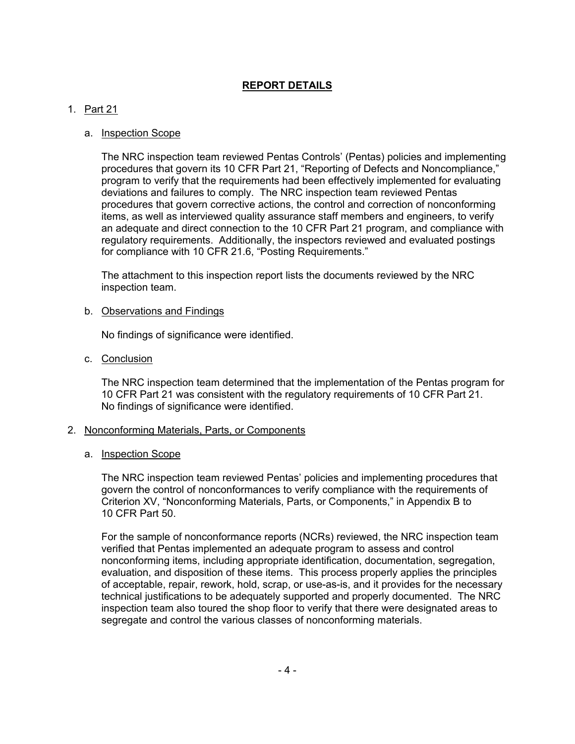# REPORT DETAILS

1. Part 21

   a. Inspection Scope

   The NRC inspection team reviewed Pentas Controls' (Pentas) policies and implementing procedures that govern its 10 CFR Part 21, "Reporting of Defects and Noncompliance," program to verify that the requirements had been effectively implemented for evaluating deviations and failures to comply. The NRC inspection team reviewed Pentas procedures that govern corrective actions, the control and correction of nonconforming items, as well as interviewed quality assurance staff members and engineers, to verify an adequate and direct connection to the 10 CFR Part 21 program, and compliance with regulatory requirements. Additionally, the inspectors reviewed and evaluated postings for compliance with 10 CFR 21.6, "Posting Requirements."

   The attachment to this inspection report lists the documents reviewed by the NRC inspection team.

   b. Observations and Findings

   No findings of significance were identified.

   c. Conclusion

   The NRC inspection team determined that the implementation of the Pentas program for 10 CFR Part 21 was consistent with the regulatory requirements of 10 CFR Part 21. No findings of significance were identified.

2. Nonconforming Materials, Parts, or Components

   a. Inspection Scope

   The NRC inspection team reviewed Pentas' policies and implementing procedures that govern the control of nonconformances to verify compliance with the requirements of Criterion XV, "Nonconforming Materials, Parts, or Components," in Appendix B to 10 CFR Part 50.

   For the sample of nonconformance reports (NCRs) reviewed, the NRC inspection team verified that Pentas implemented an adequate program to assess and control nonconforming items, including appropriate identification, documentation, segregation, evaluation, and disposition of these items. This process properly applies the principles of acceptable, repair, rework, hold, scrap, or use-as-is, and it provides for the necessary technical justifications to be adequately supported and properly documented. The NRC inspection team also toured the shop floor to verify that there were designated areas to segregate and control the various classes of nonconforming materials.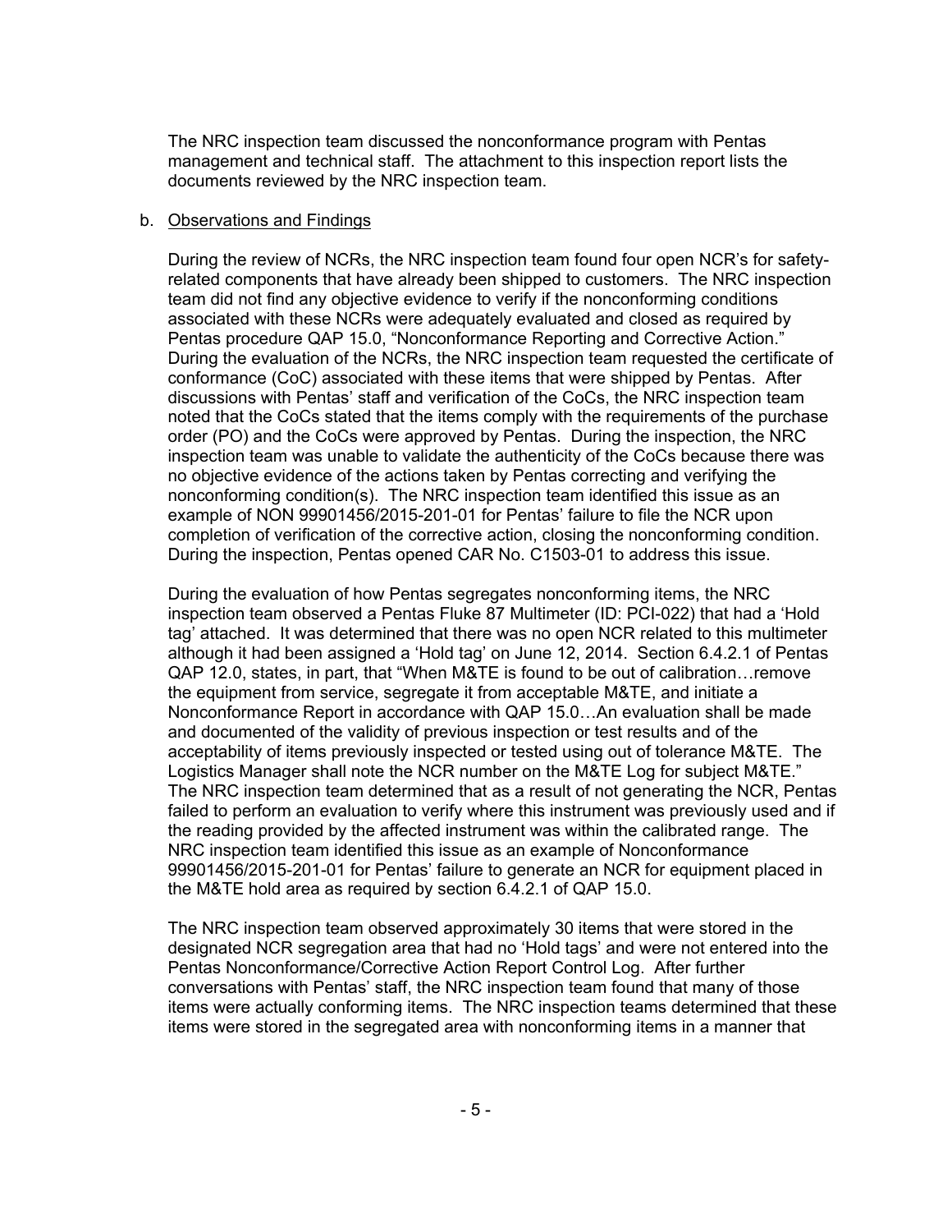The NRC inspection team discussed the nonconformance program with Pentas management and technical staff. The attachment to this inspection report lists the documents reviewed by the NRC inspection team.

b. Observations and Findings

During the review of NCRs, the NRC inspection team found four open NCR's for safety-related components that have already been shipped to customers. The NRC inspection team did not find any objective evidence to verify if the nonconforming conditions associated with these NCRs were adequately evaluated and closed as required by Pentas procedure QAP 15.0, "Nonconformance Reporting and Corrective Action." During the evaluation of the NCRs, the NRC inspection team requested the certificate of conformance (CoC) associated with these items that were shipped by Pentas. After discussions with Pentas' staff and verification of the CoCs, the NRC inspection team noted that the CoCs stated that the items comply with the requirements of the purchase order (PO) and the CoCs were approved by Pentas. During the inspection, the NRC inspection team was unable to validate the authenticity of the CoCs because there was no objective evidence of the actions taken by Pentas correcting and verifying the nonconforming condition(s). The NRC inspection team identified this issue as an example of NON 99901456/2015-201-01 for Pentas' failure to file the NCR upon completion of verification of the corrective action, closing the nonconforming condition. During the inspection, Pentas opened CAR No. C1503-01 to address this issue.

During the evaluation of how Pentas segregates nonconforming items, the NRC inspection team observed a Pentas Fluke 87 Multimeter (ID: PCI-022) that had a 'Hold tag' attached. It was determined that there was no open NCR related to this multimeter although it had been assigned a 'Hold tag' on June 12, 2014. Section 6.4.2.1 of Pentas QAP 12.0, states, in part, that "When M&TE is found to be out of calibration…remove the equipment from service, segregate it from acceptable M&TE, and initiate a Nonconformance Report in accordance with QAP 15.0…An evaluation shall be made and documented of the validity of previous inspection or test results and of the acceptability of items previously inspected or tested using out of tolerance M&TE. The Logistics Manager shall note the NCR number on the M&TE Log for subject M&TE." The NRC inspection team determined that as a result of not generating the NCR, Pentas failed to perform an evaluation to verify where this instrument was previously used and if the reading provided by the affected instrument was within the calibrated range. The NRC inspection team identified this issue as an example of Nonconformance 99901456/2015-201-01 for Pentas' failure to generate an NCR for equipment placed in the M&TE hold area as required by section 6.4.2.1 of QAP 15.0.

The NRC inspection team observed approximately 30 items that were stored in the designated NCR segregation area that had no 'Hold tags' and were not entered into the Pentas Nonconformance/Corrective Action Report Control Log. After further conversations with Pentas' staff, the NRC inspection team found that many of those items were actually conforming items. The NRC inspection teams determined that these items were stored in the segregated area with nonconforming items in a manner that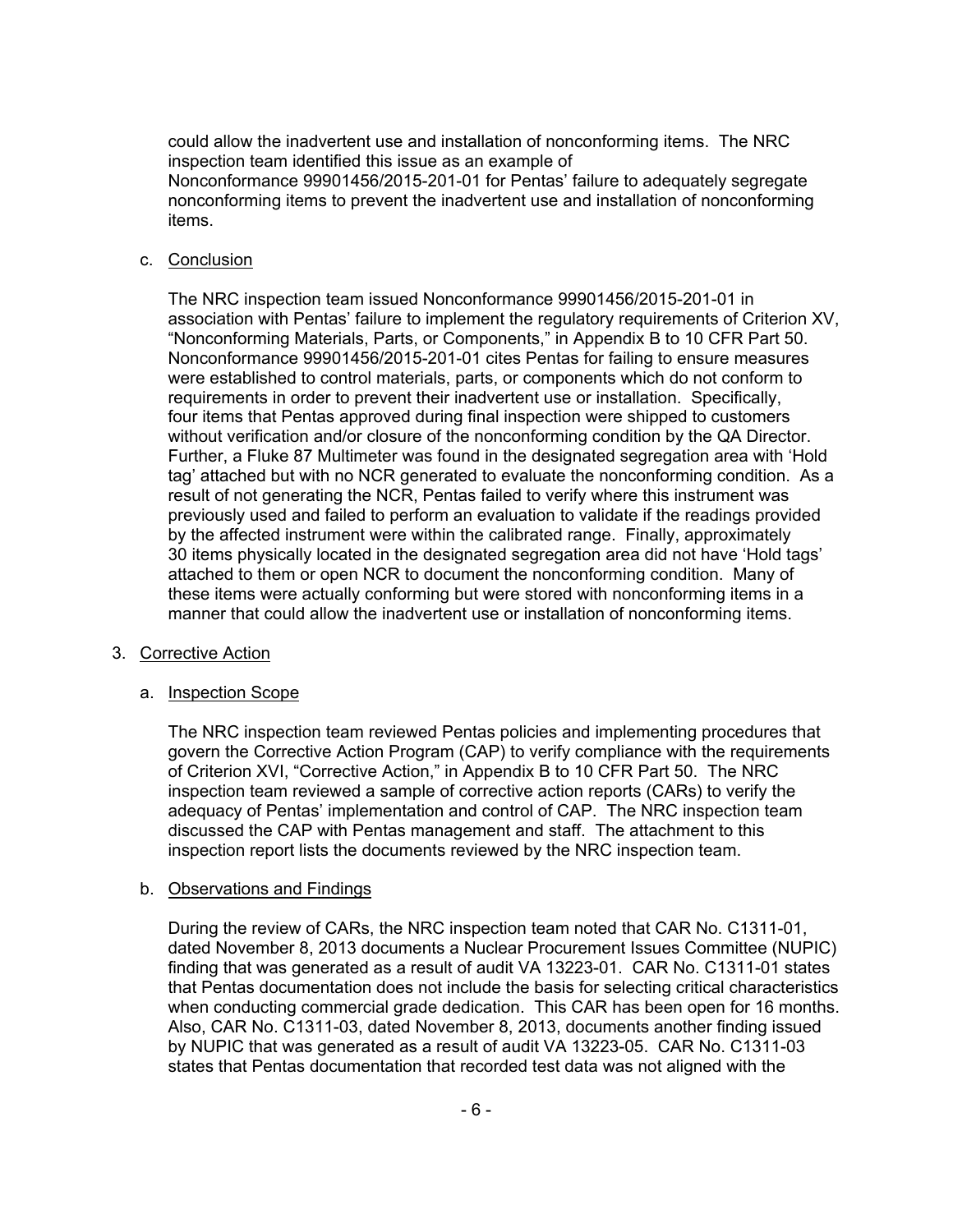could allow the inadvertent use and installation of nonconforming items. The NRC inspection team identified this issue as an example of Nonconformance 99901456/2015-201-01 for Pentas' failure to adequately segregate nonconforming items to prevent the inadvertent use and installation of nonconforming items.

c. Conclusion

The NRC inspection team issued Nonconformance 99901456/2015-201-01 in association with Pentas' failure to implement the regulatory requirements of Criterion XV, "Nonconforming Materials, Parts, or Components," in Appendix B to 10 CFR Part 50. Nonconformance 99901456/2015-201-01 cites Pentas for failing to ensure measures were established to control materials, parts, or components which do not conform to requirements in order to prevent their inadvertent use or installation. Specifically, four items that Pentas approved during final inspection were shipped to customers without verification and/or closure of the nonconforming condition by the QA Director. Further, a Fluke 87 Multimeter was found in the designated segregation area with 'Hold tag' attached but with no NCR generated to evaluate the nonconforming condition. As a result of not generating the NCR, Pentas failed to verify where this instrument was previously used and failed to perform an evaluation to validate if the readings provided by the affected instrument were within the calibrated range. Finally, approximately 30 items physically located in the designated segregation area did not have 'Hold tags' attached to them or open NCR to document the nonconforming condition. Many of these items were actually conforming but were stored with nonconforming items in a manner that could allow the inadvertent use or installation of nonconforming items.

3. Corrective Action

a. Inspection Scope

The NRC inspection team reviewed Pentas policies and implementing procedures that govern the Corrective Action Program (CAP) to verify compliance with the requirements of Criterion XVI, "Corrective Action," in Appendix B to 10 CFR Part 50. The NRC inspection team reviewed a sample of corrective action reports (CARs) to verify the adequacy of Pentas' implementation and control of CAP. The NRC inspection team discussed the CAP with Pentas management and staff. The attachment to this inspection report lists the documents reviewed by the NRC inspection team.

b. Observations and Findings

During the review of CARs, the NRC inspection team noted that CAR No. C1311-01, dated November 8, 2013 documents a Nuclear Procurement Issues Committee (NUPIC) finding that was generated as a result of audit VA 13223-01. CAR No. C1311-01 states that Pentas documentation does not include the basis for selecting critical characteristics when conducting commercial grade dedication. This CAR has been open for 16 months. Also, CAR No. C1311-03, dated November 8, 2013, documents another finding issued by NUPIC that was generated as a result of audit VA 13223-05. CAR No. C1311-03 states that Pentas documentation that recorded test data was not aligned with the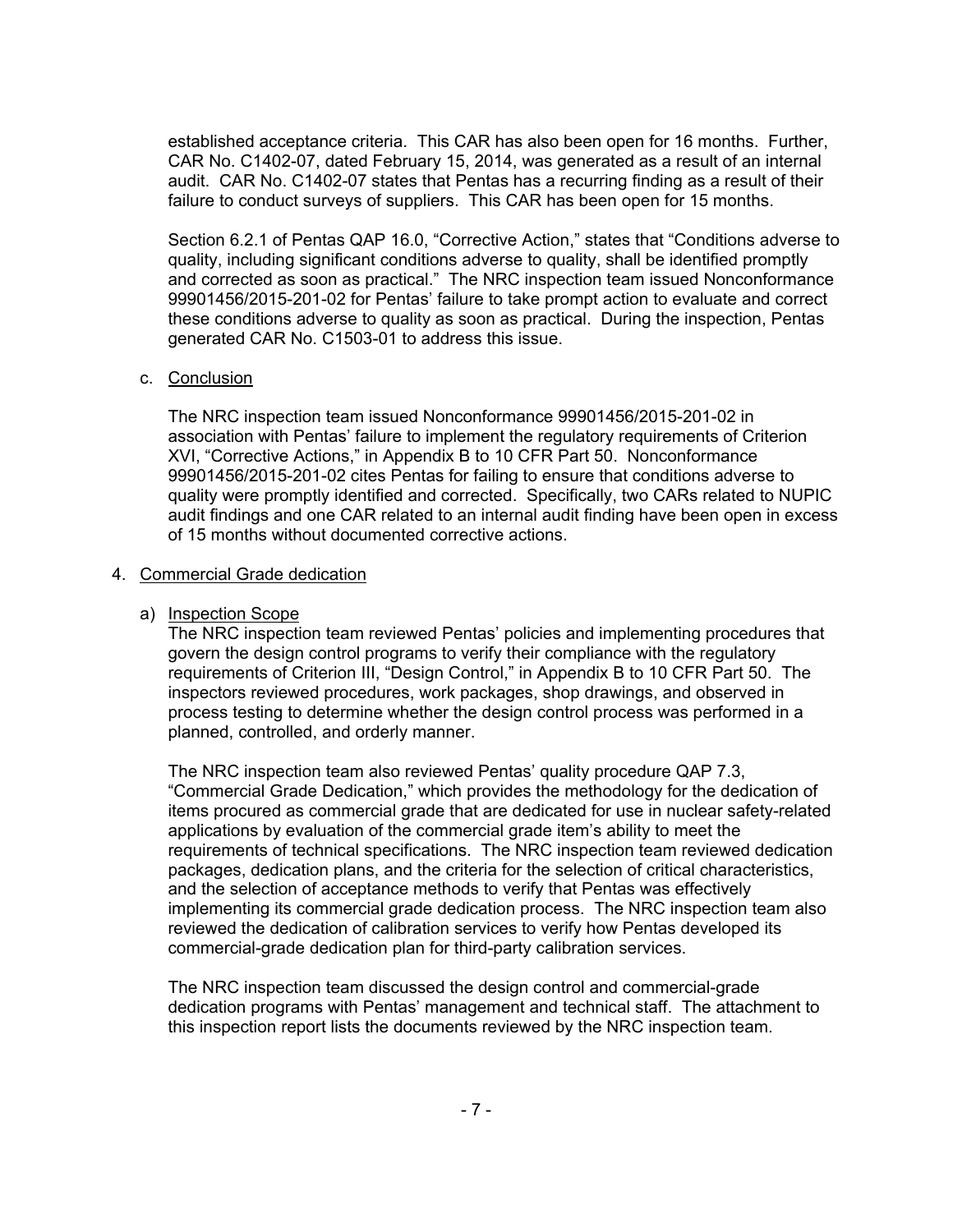established acceptance criteria. This CAR has also been open for 16 months. Further, CAR No. C1402-07, dated February 15, 2014, was generated as a result of an internal audit. CAR No. C1402-07 states that Pentas has a recurring finding as a result of their failure to conduct surveys of suppliers. This CAR has been open for 15 months.

Section 6.2.1 of Pentas QAP 16.0, "Corrective Action," states that "Conditions adverse to quality, including significant conditions adverse to quality, shall be identified promptly and corrected as soon as practical." The NRC inspection team issued Nonconformance 99901456/2015-201-02 for Pentas' failure to take prompt action to evaluate and correct these conditions adverse to quality as soon as practical. During the inspection, Pentas generated CAR No. C1503-01 to address this issue.

c. Conclusion

The NRC inspection team issued Nonconformance 99901456/2015-201-02 in association with Pentas' failure to implement the regulatory requirements of Criterion XVI, "Corrective Actions," in Appendix B to 10 CFR Part 50. Nonconformance 99901456/2015-201-02 cites Pentas for failing to ensure that conditions adverse to quality were promptly identified and corrected. Specifically, two CARs related to NUPIC audit findings and one CAR related to an internal audit finding have been open in excess of 15 months without documented corrective actions.

4. Commercial Grade dedication

a) Inspection Scope

The NRC inspection team reviewed Pentas' policies and implementing procedures that govern the design control programs to verify their compliance with the regulatory requirements of Criterion III, "Design Control," in Appendix B to 10 CFR Part 50. The inspectors reviewed procedures, work packages, shop drawings, and observed in process testing to determine whether the design control process was performed in a planned, controlled, and orderly manner.

The NRC inspection team also reviewed Pentas' quality procedure QAP 7.3, "Commercial Grade Dedication," which provides the methodology for the dedication of items procured as commercial grade that are dedicated for use in nuclear safety-related applications by evaluation of the commercial grade item's ability to meet the requirements of technical specifications. The NRC inspection team reviewed dedication packages, dedication plans, and the criteria for the selection of critical characteristics, and the selection of acceptance methods to verify that Pentas was effectively implementing its commercial grade dedication process. The NRC inspection team also reviewed the dedication of calibration services to verify how Pentas developed its commercial-grade dedication plan for third-party calibration services.

The NRC inspection team discussed the design control and commercial-grade dedication programs with Pentas' management and technical staff. The attachment to this inspection report lists the documents reviewed by the NRC inspection team.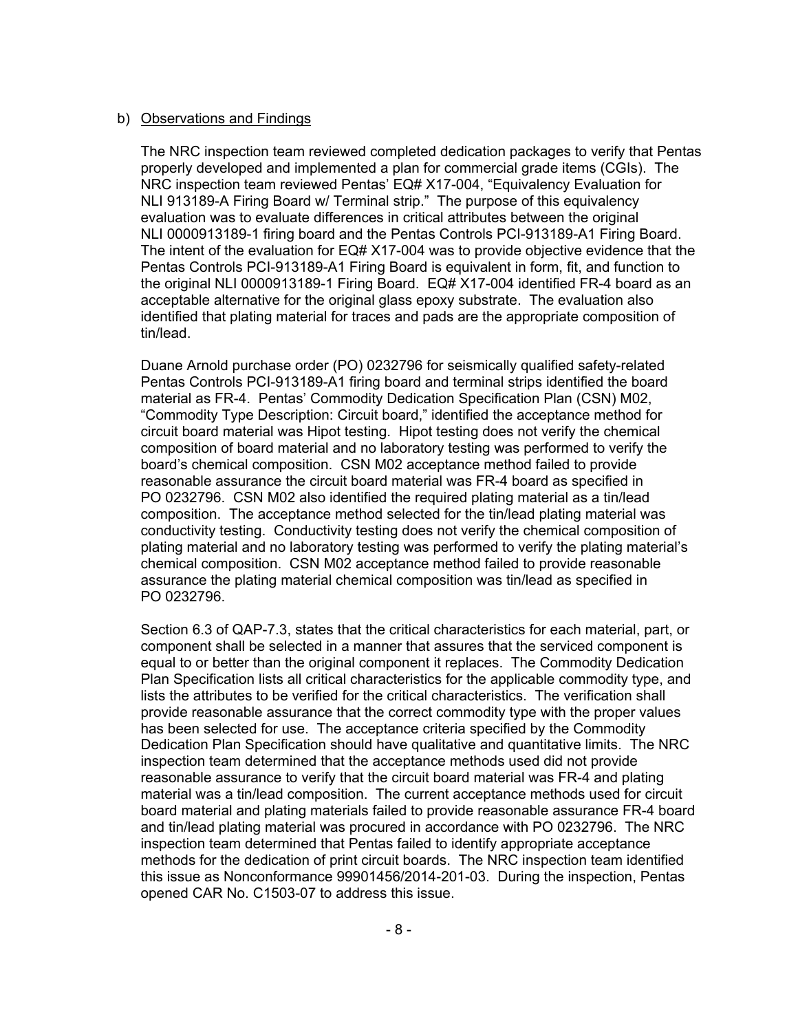b) Observations and Findings

The NRC inspection team reviewed completed dedication packages to verify that Pentas properly developed and implemented a plan for commercial grade items (CGIs). The NRC inspection team reviewed Pentas' EQ# X17-004, "Equivalency Evaluation for NLI 913189-A Firing Board w/ Terminal strip." The purpose of this equivalency evaluation was to evaluate differences in critical attributes between the original NLI 0000913189-1 firing board and the Pentas Controls PCI-913189-A1 Firing Board. The intent of the evaluation for EQ# X17-004 was to provide objective evidence that the Pentas Controls PCI-913189-A1 Firing Board is equivalent in form, fit, and function to the original NLI 0000913189-1 Firing Board. EQ# X17-004 identified FR-4 board as an acceptable alternative for the original glass epoxy substrate. The evaluation also identified that plating material for traces and pads are the appropriate composition of tin/lead.

Duane Arnold purchase order (PO) 0232796 for seismically qualified safety-related Pentas Controls PCI-913189-A1 firing board and terminal strips identified the board material as FR-4. Pentas' Commodity Dedication Specification Plan (CSN) M02, "Commodity Type Description: Circuit board," identified the acceptance method for circuit board material was Hipot testing. Hipot testing does not verify the chemical composition of board material and no laboratory testing was performed to verify the board's chemical composition. CSN M02 acceptance method failed to provide reasonable assurance the circuit board material was FR-4 board as specified in PO 0232796. CSN M02 also identified the required plating material as a tin/lead composition. The acceptance method selected for the tin/lead plating material was conductivity testing. Conductivity testing does not verify the chemical composition of plating material and no laboratory testing was performed to verify the plating material's chemical composition. CSN M02 acceptance method failed to provide reasonable assurance the plating material chemical composition was tin/lead as specified in PO 0232796.

Section 6.3 of QAP-7.3, states that the critical characteristics for each material, part, or component shall be selected in a manner that assures that the serviced component is equal to or better than the original component it replaces. The Commodity Dedication Plan Specification lists all critical characteristics for the applicable commodity type, and lists the attributes to be verified for the critical characteristics. The verification shall provide reasonable assurance that the correct commodity type with the proper values has been selected for use. The acceptance criteria specified by the Commodity Dedication Plan Specification should have qualitative and quantitative limits. The NRC inspection team determined that the acceptance methods used did not provide reasonable assurance to verify that the circuit board material was FR-4 and plating material was a tin/lead composition. The current acceptance methods used for circuit board material and plating materials failed to provide reasonable assurance FR-4 board and tin/lead plating material was procured in accordance with PO 0232796. The NRC inspection team determined that Pentas failed to identify appropriate acceptance methods for the dedication of print circuit boards. The NRC inspection team identified this issue as Nonconformance 99901456/2014-201-03. During the inspection, Pentas opened CAR No. C1503-07 to address this issue.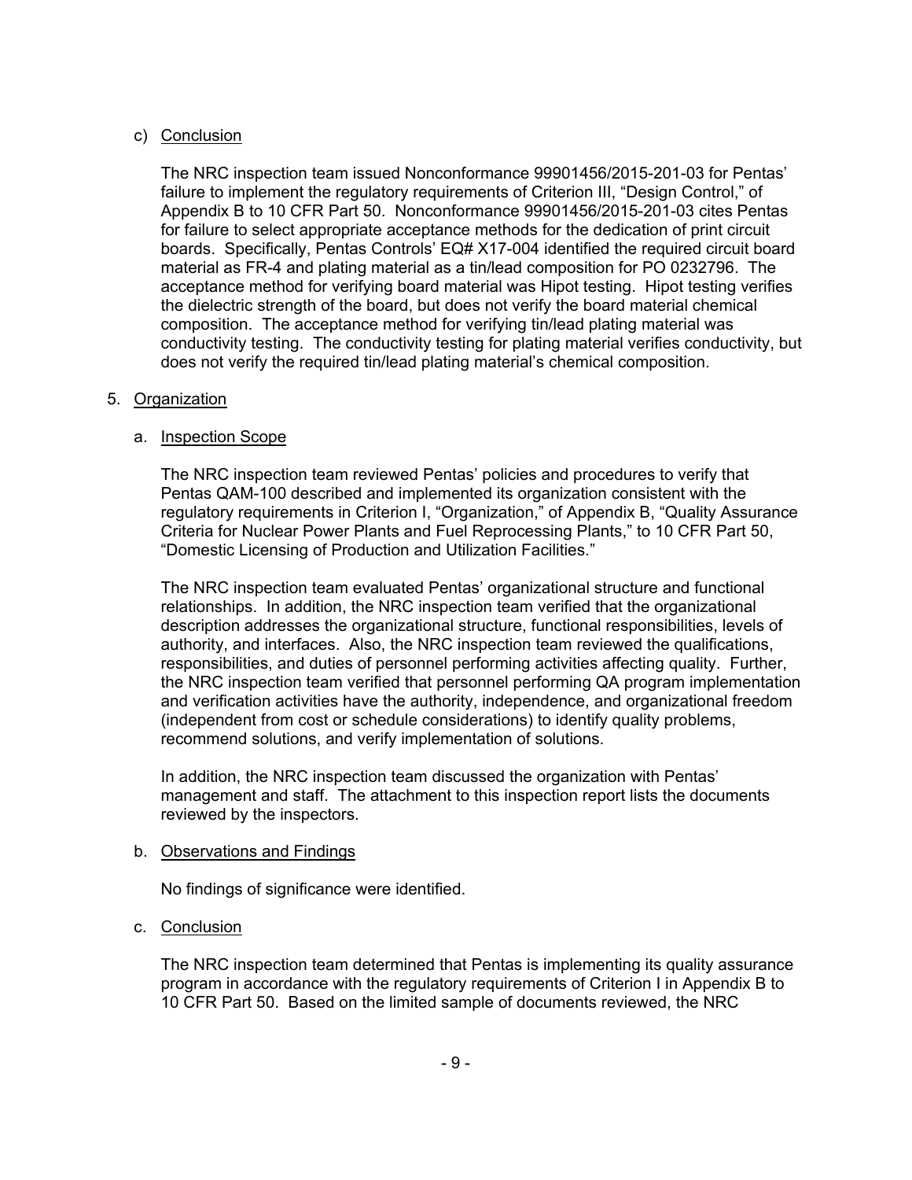c) Conclusion

The NRC inspection team issued Nonconformance 99901456/2015-201-03 for Pentas' failure to implement the regulatory requirements of Criterion III, "Design Control," of Appendix B to 10 CFR Part 50. Nonconformance 99901456/2015-201-03 cites Pentas for failure to select appropriate acceptance methods for the dedication of print circuit boards. Specifically, Pentas Controls' EQ# X17-004 identified the required circuit board material as FR-4 and plating material as a tin/lead composition for PO 0232796. The acceptance method for verifying board material was Hipot testing. Hipot testing verifies the dielectric strength of the board, but does not verify the board material chemical composition. The acceptance method for verifying tin/lead plating material was conductivity testing. The conductivity testing for plating material verifies conductivity, but does not verify the required tin/lead plating material's chemical composition.

5. Organization

   a. Inspection Scope

      The NRC inspection team reviewed Pentas' policies and procedures to verify that Pentas QAM-100 described and implemented its organization consistent with the regulatory requirements in Criterion I, "Organization," of Appendix B, "Quality Assurance Criteria for Nuclear Power Plants and Fuel Reprocessing Plants," to 10 CFR Part 50, "Domestic Licensing of Production and Utilization Facilities."

      The NRC inspection team evaluated Pentas' organizational structure and functional relationships. In addition, the NRC inspection team verified that the organizational description addresses the organizational structure, functional responsibilities, levels of authority, and interfaces. Also, the NRC inspection team reviewed the qualifications, responsibilities, and duties of personnel performing activities affecting quality. Further, the NRC inspection team verified that personnel performing QA program implementation and verification activities have the authority, independence, and organizational freedom (independent from cost or schedule considerations) to identify quality problems, recommend solutions, and verify implementation of solutions.

      In addition, the NRC inspection team discussed the organization with Pentas' management and staff. The attachment to this inspection report lists the documents reviewed by the inspectors.

   b. Observations and Findings

      No findings of significance were identified.

   c. Conclusion

      The NRC inspection team determined that Pentas is implementing its quality assurance program in accordance with the regulatory requirements of Criterion I in Appendix B to 10 CFR Part 50. Based on the limited sample of documents reviewed, the NRC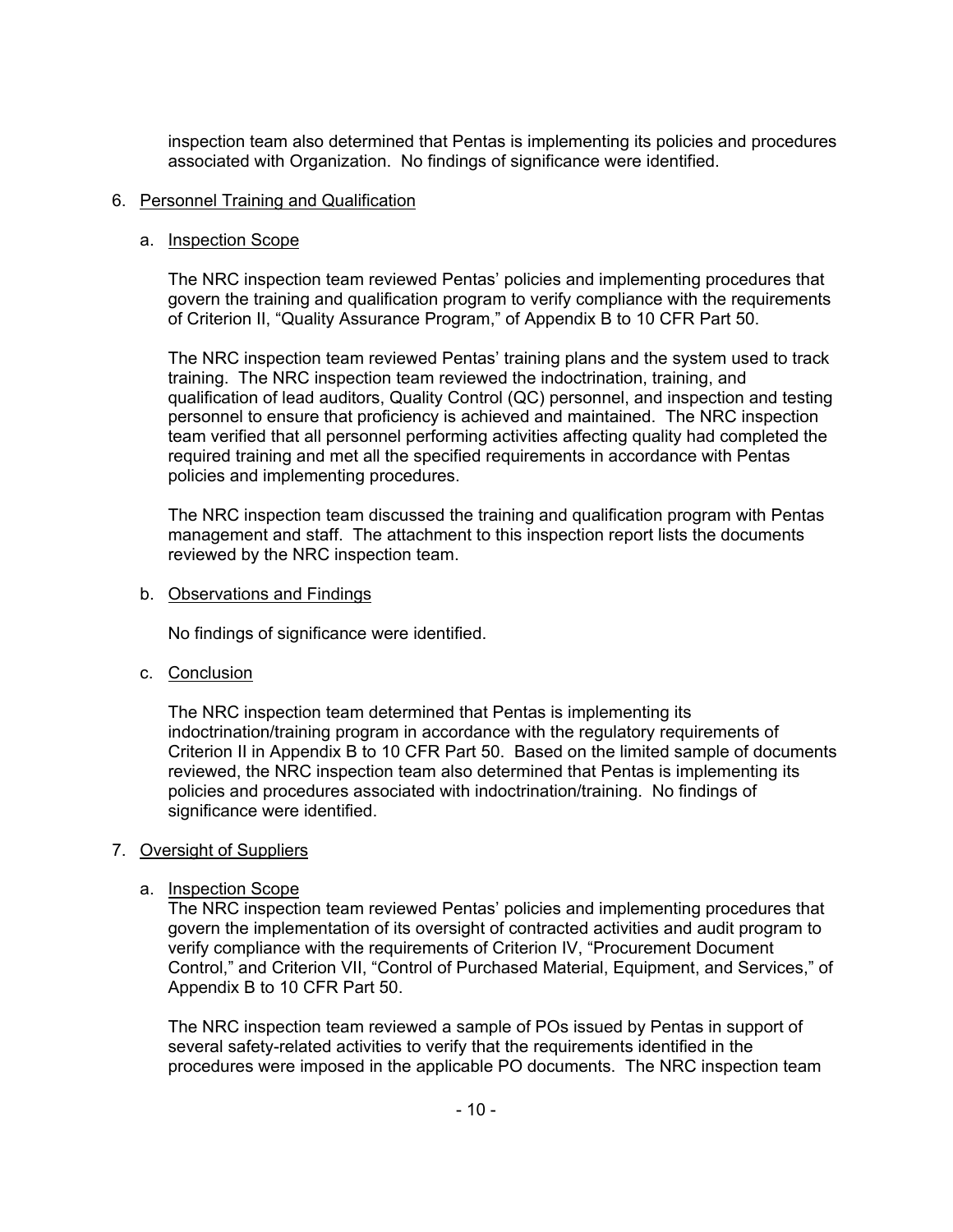inspection team also determined that Pentas is implementing its policies and procedures associated with Organization. No findings of significance were identified.

6. Personnel Training and Qualification

   a. Inspection Scope

      The NRC inspection team reviewed Pentas' policies and implementing procedures that govern the training and qualification program to verify compliance with the requirements of Criterion II, "Quality Assurance Program," of Appendix B to 10 CFR Part 50.

      The NRC inspection team reviewed Pentas' training plans and the system used to track training. The NRC inspection team reviewed the indoctrination, training, and qualification of lead auditors, Quality Control (QC) personnel, and inspection and testing personnel to ensure that proficiency is achieved and maintained. The NRC inspection team verified that all personnel performing activities affecting quality had completed the required training and met all the specified requirements in accordance with Pentas policies and implementing procedures.

      The NRC inspection team discussed the training and qualification program with Pentas management and staff. The attachment to this inspection report lists the documents reviewed by the NRC inspection team.

   b. Observations and Findings

      No findings of significance were identified.

   c. Conclusion

      The NRC inspection team determined that Pentas is implementing its indoctrination/training program in accordance with the regulatory requirements of Criterion II in Appendix B to 10 CFR Part 50. Based on the limited sample of documents reviewed, the NRC inspection team also determined that Pentas is implementing its policies and procedures associated with indoctrination/training. No findings of significance were identified.

7. Oversight of Suppliers

   a. Inspection Scope

      The NRC inspection team reviewed Pentas' policies and implementing procedures that govern the implementation of its oversight of contracted activities and audit program to verify compliance with the requirements of Criterion IV, "Procurement Document Control," and Criterion VII, "Control of Purchased Material, Equipment, and Services," of Appendix B to 10 CFR Part 50.

      The NRC inspection team reviewed a sample of POs issued by Pentas in support of several safety-related activities to verify that the requirements identified in the procedures were imposed in the applicable PO documents. The NRC inspection team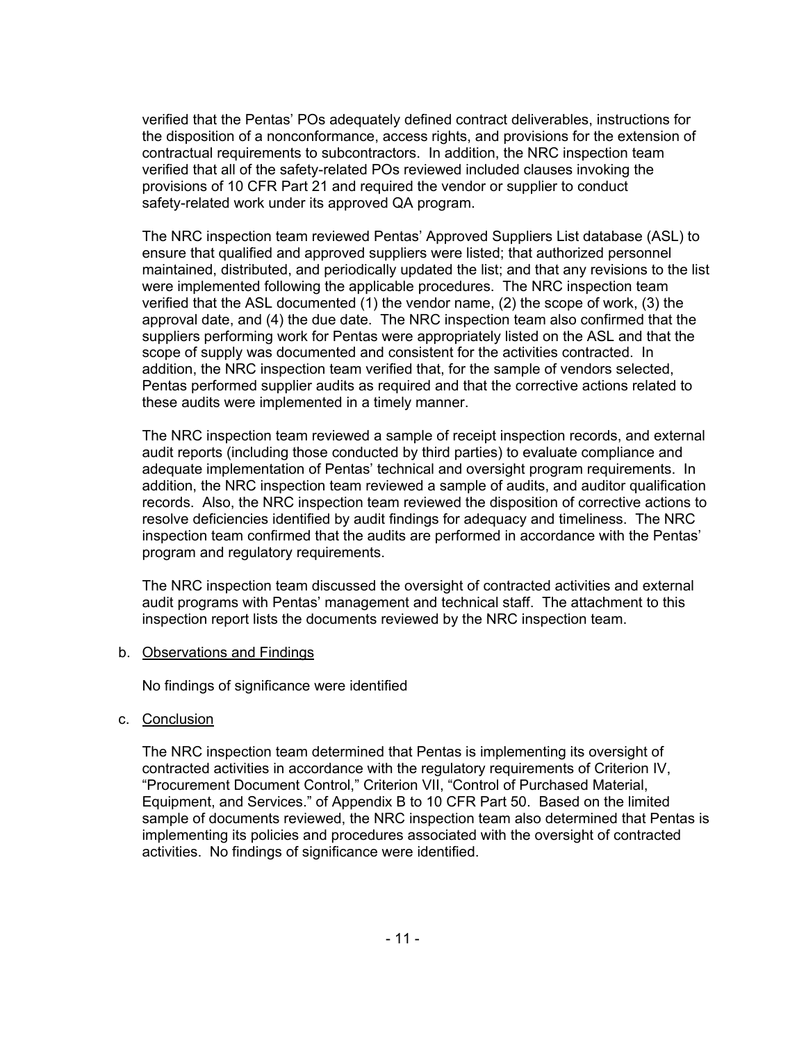verified that the Pentas' POs adequately defined contract deliverables, instructions for the disposition of a nonconformance, access rights, and provisions for the extension of contractual requirements to subcontractors. In addition, the NRC inspection team verified that all of the safety-related POs reviewed included clauses invoking the provisions of 10 CFR Part 21 and required the vendor or supplier to conduct safety-related work under its approved QA program.

The NRC inspection team reviewed Pentas' Approved Suppliers List database (ASL) to ensure that qualified and approved suppliers were listed; that authorized personnel maintained, distributed, and periodically updated the list; and that any revisions to the list were implemented following the applicable procedures. The NRC inspection team verified that the ASL documented (1) the vendor name, (2) the scope of work, (3) the approval date, and (4) the due date. The NRC inspection team also confirmed that the suppliers performing work for Pentas were appropriately listed on the ASL and that the scope of supply was documented and consistent for the activities contracted. In addition, the NRC inspection team verified that, for the sample of vendors selected, Pentas performed supplier audits as required and that the corrective actions related to these audits were implemented in a timely manner.

The NRC inspection team reviewed a sample of receipt inspection records, and external audit reports (including those conducted by third parties) to evaluate compliance and adequate implementation of Pentas' technical and oversight program requirements. In addition, the NRC inspection team reviewed a sample of audits, and auditor qualification records. Also, the NRC inspection team reviewed the disposition of corrective actions to resolve deficiencies identified by audit findings for adequacy and timeliness. The NRC inspection team confirmed that the audits are performed in accordance with the Pentas' program and regulatory requirements.

The NRC inspection team discussed the oversight of contracted activities and external audit programs with Pentas' management and technical staff. The attachment to this inspection report lists the documents reviewed by the NRC inspection team.

b. Observations and Findings

No findings of significance were identified

c. Conclusion

The NRC inspection team determined that Pentas is implementing its oversight of contracted activities in accordance with the regulatory requirements of Criterion IV, "Procurement Document Control," Criterion VII, "Control of Purchased Material, Equipment, and Services." of Appendix B to 10 CFR Part 50. Based on the limited sample of documents reviewed, the NRC inspection team also determined that Pentas is implementing its policies and procedures associated with the oversight of contracted activities. No findings of significance were identified.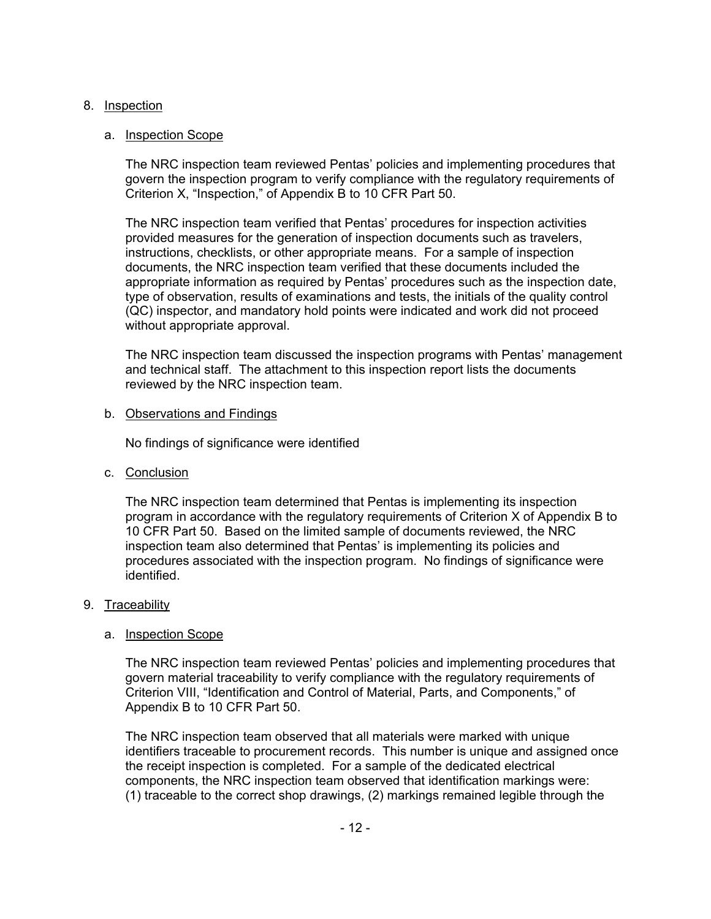8. Inspection

   a. Inspection Scope

      The NRC inspection team reviewed Pentas' policies and implementing procedures that govern the inspection program to verify compliance with the regulatory requirements of Criterion X, "Inspection," of Appendix B to 10 CFR Part 50.

      The NRC inspection team verified that Pentas' procedures for inspection activities provided measures for the generation of inspection documents such as travelers, instructions, checklists, or other appropriate means. For a sample of inspection documents, the NRC inspection team verified that these documents included the appropriate information as required by Pentas' procedures such as the inspection date, type of observation, results of examinations and tests, the initials of the quality control (QC) inspector, and mandatory hold points were indicated and work did not proceed without appropriate approval.

      The NRC inspection team discussed the inspection programs with Pentas' management and technical staff. The attachment to this inspection report lists the documents reviewed by the NRC inspection team.

   b. Observations and Findings

      No findings of significance were identified

   c. Conclusion

      The NRC inspection team determined that Pentas is implementing its inspection program in accordance with the regulatory requirements of Criterion X of Appendix B to 10 CFR Part 50. Based on the limited sample of documents reviewed, the NRC inspection team also determined that Pentas' is implementing its policies and procedures associated with the inspection program. No findings of significance were identified.

9. Traceability

   a. Inspection Scope

      The NRC inspection team reviewed Pentas' policies and implementing procedures that govern material traceability to verify compliance with the regulatory requirements of Criterion VIII, "Identification and Control of Material, Parts, and Components," of Appendix B to 10 CFR Part 50.

      The NRC inspection team observed that all materials were marked with unique identifiers traceable to procurement records. This number is unique and assigned once the receipt inspection is completed. For a sample of the dedicated electrical components, the NRC inspection team observed that identification markings were: (1) traceable to the correct shop drawings, (2) markings remained legible through the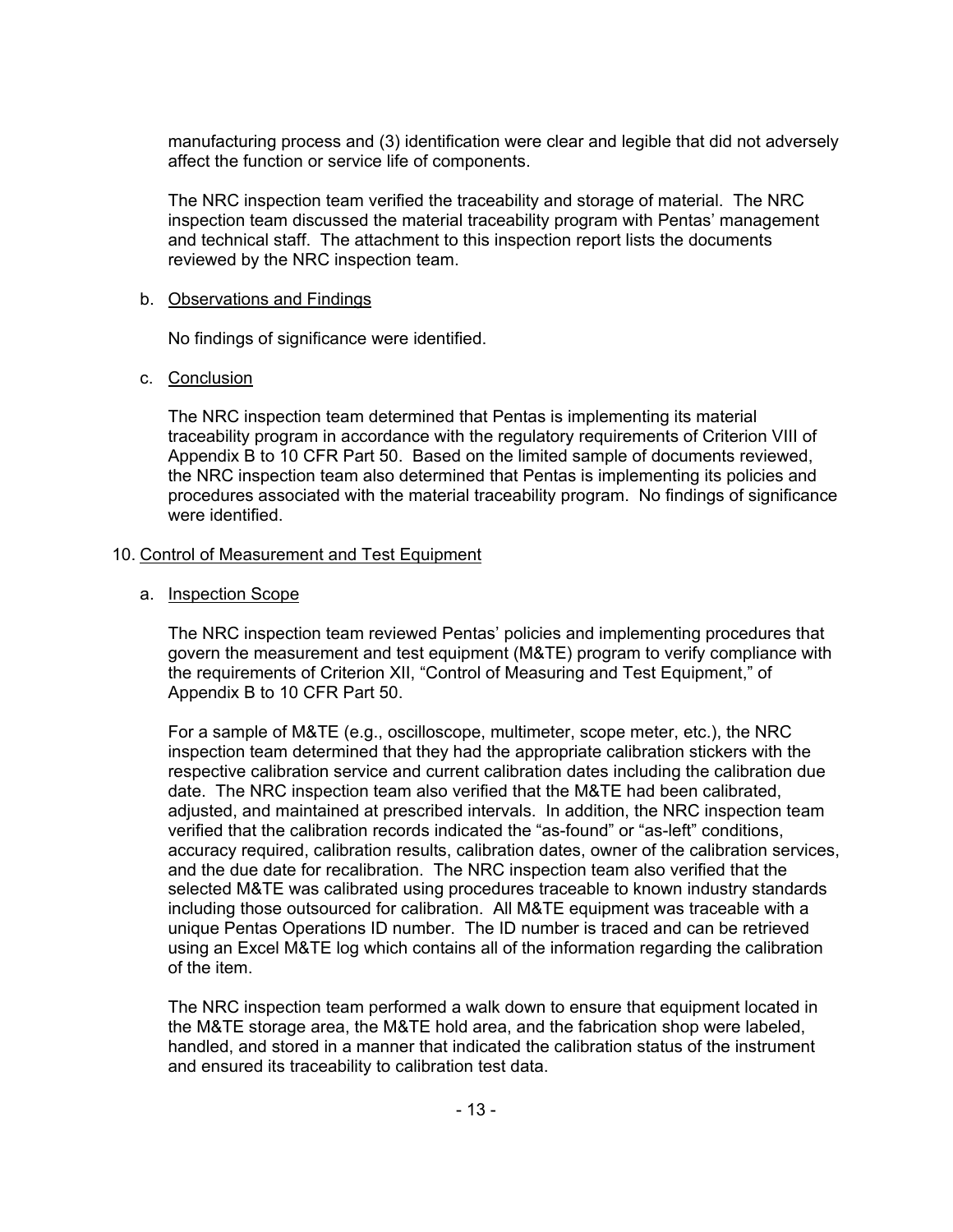manufacturing process and (3) identification were clear and legible that did not adversely affect the function or service life of components.

The NRC inspection team verified the traceability and storage of material. The NRC inspection team discussed the material traceability program with Pentas' management and technical staff. The attachment to this inspection report lists the documents reviewed by the NRC inspection team.

b. Observations and Findings

No findings of significance were identified.

c. Conclusion

The NRC inspection team determined that Pentas is implementing its material traceability program in accordance with the regulatory requirements of Criterion VIII of Appendix B to 10 CFR Part 50. Based on the limited sample of documents reviewed, the NRC inspection team also determined that Pentas is implementing its policies and procedures associated with the material traceability program. No findings of significance were identified.

## 10. Control of Measurement and Test Equipment

a. Inspection Scope

The NRC inspection team reviewed Pentas' policies and implementing procedures that govern the measurement and test equipment (M&TE) program to verify compliance with the requirements of Criterion XII, "Control of Measuring and Test Equipment," of Appendix B to 10 CFR Part 50.

For a sample of M&TE (e.g., oscilloscope, multimeter, scope meter, etc.), the NRC inspection team determined that they had the appropriate calibration stickers with the respective calibration service and current calibration dates including the calibration due date. The NRC inspection team also verified that the M&TE had been calibrated, adjusted, and maintained at prescribed intervals. In addition, the NRC inspection team verified that the calibration records indicated the "as-found" or "as-left" conditions, accuracy required, calibration results, calibration dates, owner of the calibration services, and the due date for recalibration. The NRC inspection team also verified that the selected M&TE was calibrated using procedures traceable to known industry standards including those outsourced for calibration. All M&TE equipment was traceable with a unique Pentas Operations ID number. The ID number is traced and can be retrieved using an Excel M&TE log which contains all of the information regarding the calibration of the item.

The NRC inspection team performed a walk down to ensure that equipment located in the M&TE storage area, the M&TE hold area, and the fabrication shop were labeled, handled, and stored in a manner that indicated the calibration status of the instrument and ensured its traceability to calibration test data.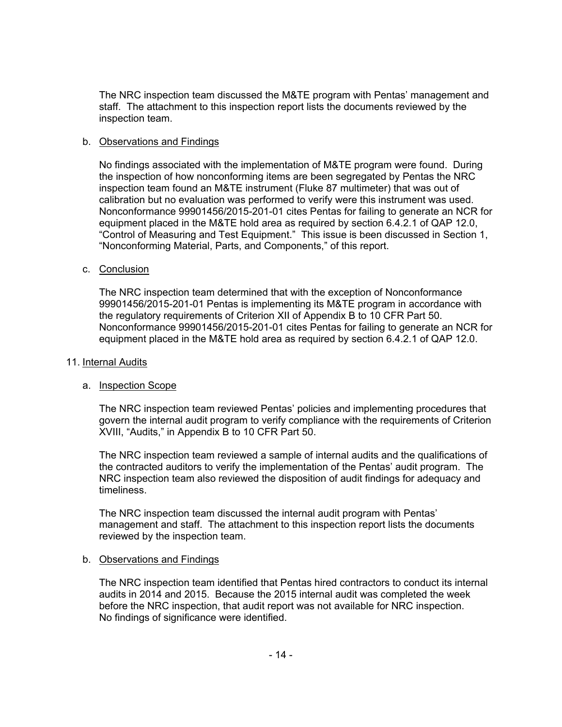The NRC inspection team discussed the M&TE program with Pentas' management and staff. The attachment to this inspection report lists the documents reviewed by the inspection team.

b. Observations and Findings

No findings associated with the implementation of M&TE program were found. During the inspection of how nonconforming items are been segregated by Pentas the NRC inspection team found an M&TE instrument (Fluke 87 multimeter) that was out of calibration but no evaluation was performed to verify were this instrument was used. Nonconformance 99901456/2015-201-01 cites Pentas for failing to generate an NCR for equipment placed in the M&TE hold area as required by section 6.4.2.1 of QAP 12.0, "Control of Measuring and Test Equipment." This issue is been discussed in Section 1, "Nonconforming Material, Parts, and Components," of this report.

c. Conclusion

The NRC inspection team determined that with the exception of Nonconformance 99901456/2015-201-01 Pentas is implementing its M&TE program in accordance with the regulatory requirements of Criterion XII of Appendix B to 10 CFR Part 50. Nonconformance 99901456/2015-201-01 cites Pentas for failing to generate an NCR for equipment placed in the M&TE hold area as required by section 6.4.2.1 of QAP 12.0.

## 11. Internal Audits

a. Inspection Scope

The NRC inspection team reviewed Pentas' policies and implementing procedures that govern the internal audit program to verify compliance with the requirements of Criterion XVIII, "Audits," in Appendix B to 10 CFR Part 50.

The NRC inspection team reviewed a sample of internal audits and the qualifications of the contracted auditors to verify the implementation of the Pentas' audit program. The NRC inspection team also reviewed the disposition of audit findings for adequacy and timeliness.

The NRC inspection team discussed the internal audit program with Pentas' management and staff. The attachment to this inspection report lists the documents reviewed by the inspection team.

b. Observations and Findings

The NRC inspection team identified that Pentas hired contractors to conduct its internal audits in 2014 and 2015. Because the 2015 internal audit was completed the week before the NRC inspection, that audit report was not available for NRC inspection. No findings of significance were identified.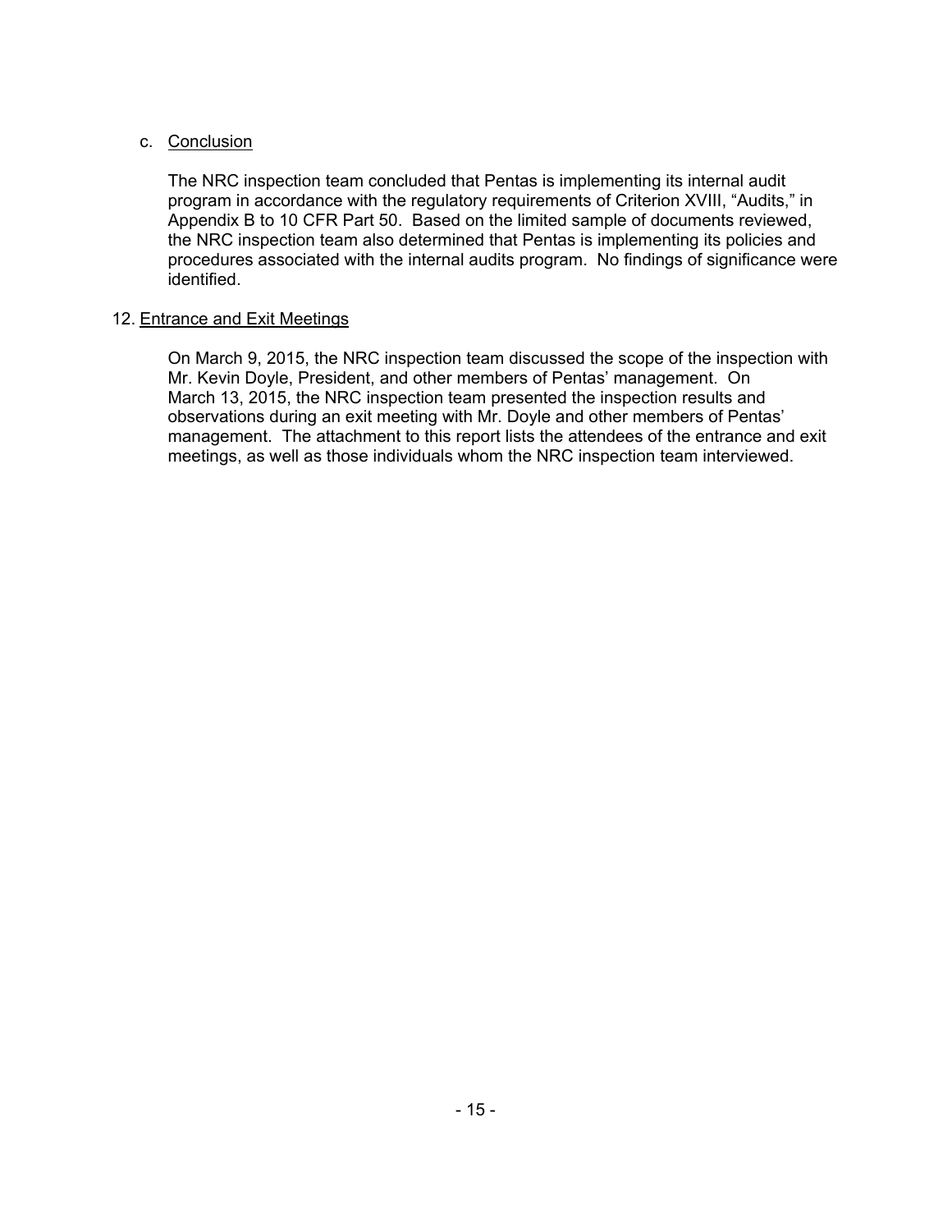c. Conclusion

The NRC inspection team concluded that Pentas is implementing its internal audit program in accordance with the regulatory requirements of Criterion XVIII, "Audits," in Appendix B to 10 CFR Part 50. Based on the limited sample of documents reviewed, the NRC inspection team also determined that Pentas is implementing its policies and procedures associated with the internal audits program. No findings of significance were identified.

12. Entrance and Exit Meetings

On March 9, 2015, the NRC inspection team discussed the scope of the inspection with Mr. Kevin Doyle, President, and other members of Pentas' management. On March 13, 2015, the NRC inspection team presented the inspection results and observations during an exit meeting with Mr. Doyle and other members of Pentas' management. The attachment to this report lists the attendees of the entrance and exit meetings, as well as those individuals whom the NRC inspection team interviewed.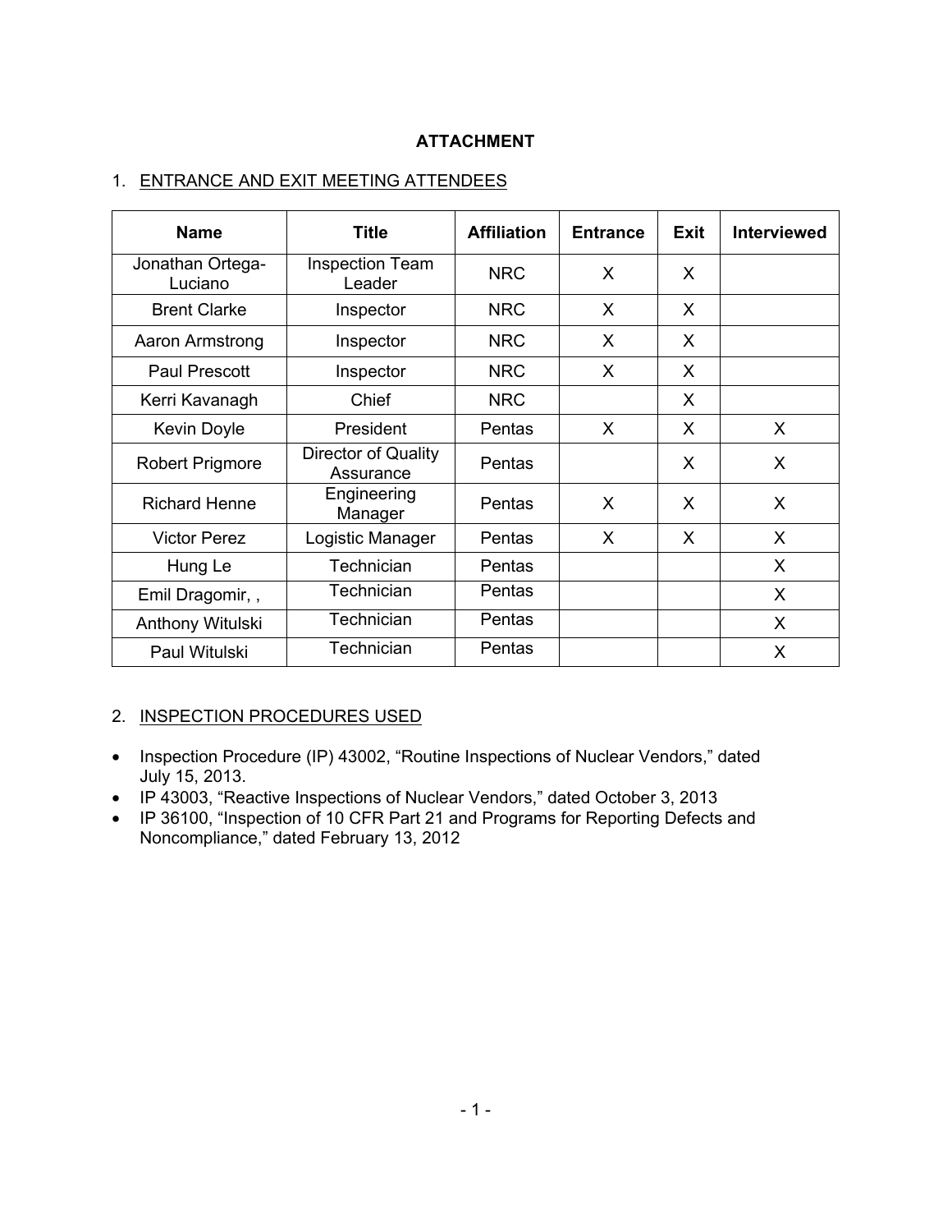**ATTACHMENT**

1. ENTRANCE AND EXIT MEETING ATTENDEES

| Name | Title | Affiliation | Entrance | Exit | Interviewed |
|---|---|---|---|---|---|
| Jonathan Ortega-Luciano | Inspection Team Leader | NRC | X | X | |
| Brent Clarke | Inspector | NRC | X | X | |
| Aaron Armstrong | Inspector | NRC | X | X | |
| Paul Prescott | Inspector | NRC | X | X | |
| Kerri Kavanagh | Chief | NRC | | X | |
| Kevin Doyle | President | Pentas | X | X | X |
| Robert Prigmore | Director of Quality Assurance | Pentas | | X | X |
| Richard Henne | Engineering Manager | Pentas | X | X | X |
| Victor Perez | Logistic Manager | Pentas | X | X | X |
| Hung Le | Technician | Pentas | | | X |
| Emil Dragomir, , | Technician | Pentas | | | X |
| Anthony Witulski | Technician | Pentas | | | X |
| Paul Witulski | Technician | Pentas | | | X |

2. INSPECTION PROCEDURES USED

- Inspection Procedure (IP) 43002, "Routine Inspections of Nuclear Vendors," dated July 15, 2013.
- IP 43003, "Reactive Inspections of Nuclear Vendors," dated October 3, 2013
- IP 36100, "Inspection of 10 CFR Part 21 and Programs for Reporting Defects and Noncompliance," dated February 13, 2012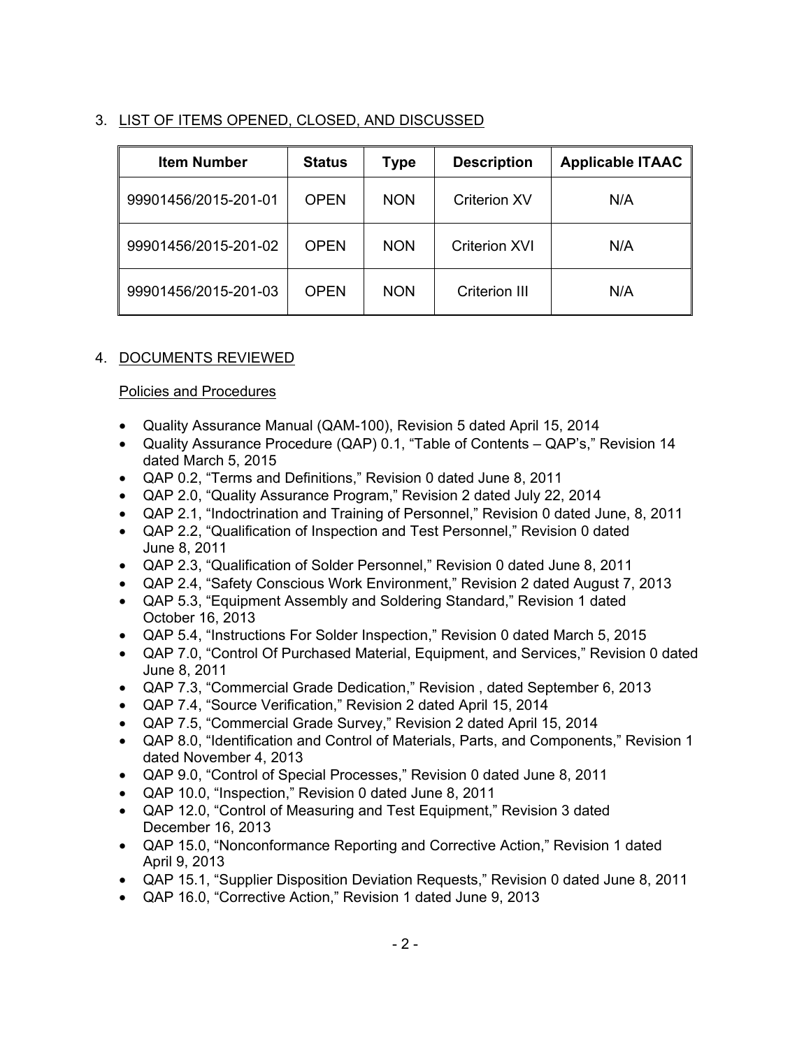## 3. LIST OF ITEMS OPENED, CLOSED, AND DISCUSSED

| Item Number | Status | Type | Description | Applicable ITAAC |
|---|---|---|---|---|
| 99901456/2015-201-01 | OPEN | NON | Criterion XV | N/A |
| 99901456/2015-201-02 | OPEN | NON | Criterion XVI | N/A |
| 99901456/2015-201-03 | OPEN | NON | Criterion III | N/A |

## 4. DOCUMENTS REVIEWED

### Policies and Procedures

- Quality Assurance Manual (QAM-100), Revision 5 dated April 15, 2014
- Quality Assurance Procedure (QAP) 0.1, "Table of Contents – QAP's," Revision 14 dated March 5, 2015
- QAP 0.2, "Terms and Definitions," Revision 0 dated June 8, 2011
- QAP 2.0, "Quality Assurance Program," Revision 2 dated July 22, 2014
- QAP 2.1, "Indoctrination and Training of Personnel," Revision 0 dated June, 8, 2011
- QAP 2.2, "Qualification of Inspection and Test Personnel," Revision 0 dated June 8, 2011
- QAP 2.3, "Qualification of Solder Personnel," Revision 0 dated June 8, 2011
- QAP 2.4, "Safety Conscious Work Environment," Revision 2 dated August 7, 2013
- QAP 5.3, "Equipment Assembly and Soldering Standard," Revision 1 dated October 16, 2013
- QAP 5.4, "Instructions For Solder Inspection," Revision 0 dated March 5, 2015
- QAP 7.0, "Control Of Purchased Material, Equipment, and Services," Revision 0 dated June 8, 2011
- QAP 7.3, "Commercial Grade Dedication," Revision , dated September 6, 2013
- QAP 7.4, "Source Verification," Revision 2 dated April 15, 2014
- QAP 7.5, "Commercial Grade Survey," Revision 2 dated April 15, 2014
- QAP 8.0, "Identification and Control of Materials, Parts, and Components," Revision 1 dated November 4, 2013
- QAP 9.0, "Control of Special Processes," Revision 0 dated June 8, 2011
- QAP 10.0, "Inspection," Revision 0 dated June 8, 2011
- QAP 12.0, "Control of Measuring and Test Equipment," Revision 3 dated December 16, 2013
- QAP 15.0, "Nonconformance Reporting and Corrective Action," Revision 1 dated April 9, 2013
- QAP 15.1, "Supplier Disposition Deviation Requests," Revision 0 dated June 8, 2011
- QAP 16.0, "Corrective Action," Revision 1 dated June 9, 2013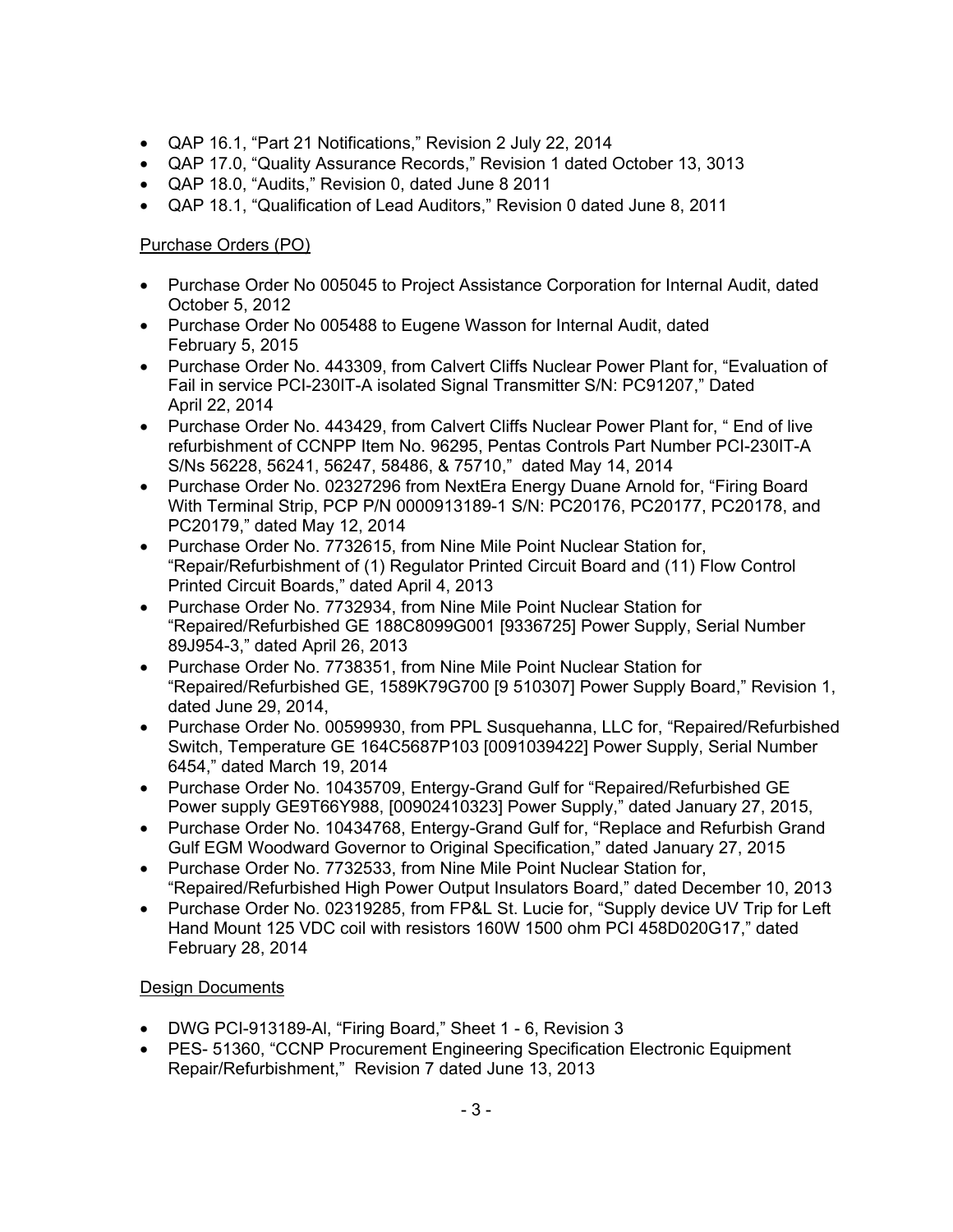- QAP 16.1, "Part 21 Notifications," Revision 2 July 22, 2014
- QAP 17.0, "Quality Assurance Records," Revision 1 dated October 13, 3013
- QAP 18.0, "Audits," Revision 0, dated June 8 2011
- QAP 18.1, "Qualification of Lead Auditors," Revision 0 dated June 8, 2011

Purchase Orders (PO)

- Purchase Order No 005045 to Project Assistance Corporation for Internal Audit, dated October 5, 2012
- Purchase Order No 005488 to Eugene Wasson for Internal Audit, dated February 5, 2015
- Purchase Order No. 443309, from Calvert Cliffs Nuclear Power Plant for, "Evaluation of Fail in service PCI-230IT-A isolated Signal Transmitter S/N: PC91207," Dated April 22, 2014
- Purchase Order No. 443429, from Calvert Cliffs Nuclear Power Plant for, " End of live refurbishment of CCNPP Item No. 96295, Pentas Controls Part Number PCI-230IT-A S/Ns 56228, 56241, 56247, 58486, & 75710," dated May 14, 2014
- Purchase Order No. 02327296 from NextEra Energy Duane Arnold for, "Firing Board With Terminal Strip, PCP P/N 0000913189-1 S/N: PC20176, PC20177, PC20178, and PC20179," dated May 12, 2014
- Purchase Order No. 7732615, from Nine Mile Point Nuclear Station for, "Repair/Refurbishment of (1) Regulator Printed Circuit Board and (11) Flow Control Printed Circuit Boards," dated April 4, 2013
- Purchase Order No. 7732934, from Nine Mile Point Nuclear Station for "Repaired/Refurbished GE 188C8099G001 [9336725] Power Supply, Serial Number 89J954-3," dated April 26, 2013
- Purchase Order No. 7738351, from Nine Mile Point Nuclear Station for "Repaired/Refurbished GE, 1589K79G700 [9 510307] Power Supply Board," Revision 1, dated June 29, 2014,
- Purchase Order No. 00599930, from PPL Susquehanna, LLC for, "Repaired/Refurbished Switch, Temperature GE 164C5687P103 [0091039422] Power Supply, Serial Number 6454," dated March 19, 2014
- Purchase Order No. 10435709, Entergy-Grand Gulf for "Repaired/Refurbished GE Power supply GE9T66Y988, [00902410323] Power Supply," dated January 27, 2015,
- Purchase Order No. 10434768, Entergy-Grand Gulf for, "Replace and Refurbish Grand Gulf EGM Woodward Governor to Original Specification," dated January 27, 2015
- Purchase Order No. 7732533, from Nine Mile Point Nuclear Station for, "Repaired/Refurbished High Power Output Insulators Board," dated December 10, 2013
- Purchase Order No. 02319285, from FP&L St. Lucie for, "Supply device UV Trip for Left Hand Mount 125 VDC coil with resistors 160W 1500 ohm PCI 458D020G17," dated February 28, 2014

Design Documents

- DWG PCI-913189-Al, "Firing Board," Sheet 1 - 6, Revision 3
- PES- 51360, "CCNP Procurement Engineering Specification Electronic Equipment Repair/Refurbishment," Revision 7 dated June 13, 2013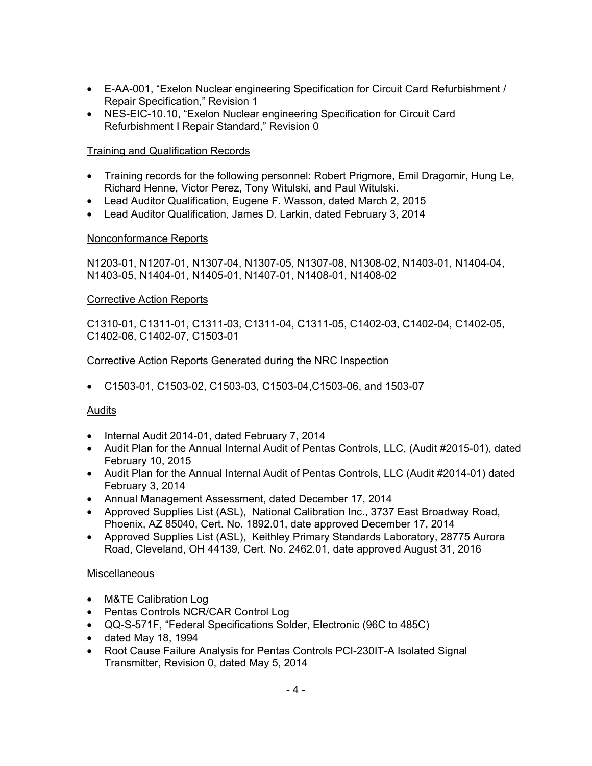- E-AA-001, "Exelon Nuclear engineering Specification for Circuit Card Refurbishment / Repair Specification," Revision 1
- NES-EIC-10.10, "Exelon Nuclear engineering Specification for Circuit Card Refurbishment I Repair Standard," Revision 0

Training and Qualification Records

- Training records for the following personnel: Robert Prigmore, Emil Dragomir, Hung Le, Richard Henne, Victor Perez, Tony Witulski, and Paul Witulski.
- Lead Auditor Qualification, Eugene F. Wasson, dated March 2, 2015
- Lead Auditor Qualification, James D. Larkin, dated February 3, 2014

Nonconformance Reports

N1203-01, N1207-01, N1307-04, N1307-05, N1307-08, N1308-02, N1403-01, N1404-04, N1403-05, N1404-01, N1405-01, N1407-01, N1408-01, N1408-02

Corrective Action Reports

C1310-01, C1311-01, C1311-03, C1311-04, C1311-05, C1402-03, C1402-04, C1402-05, C1402-06, C1402-07, C1503-01

Corrective Action Reports Generated during the NRC Inspection

- C1503-01, C1503-02, C1503-03, C1503-04,C1503-06, and 1503-07

Audits

- Internal Audit 2014-01, dated February 7, 2014
- Audit Plan for the Annual Internal Audit of Pentas Controls, LLC, (Audit #2015-01), dated February 10, 2015
- Audit Plan for the Annual Internal Audit of Pentas Controls, LLC (Audit #2014-01) dated February 3, 2014
- Annual Management Assessment, dated December 17, 2014
- Approved Supplies List (ASL), National Calibration Inc., 3737 East Broadway Road, Phoenix, AZ 85040, Cert. No. 1892.01, date approved December 17, 2014
- Approved Supplies List (ASL), Keithley Primary Standards Laboratory, 28775 Aurora Road, Cleveland, OH 44139, Cert. No. 2462.01, date approved August 31, 2016

Miscellaneous

- M&TE Calibration Log
- Pentas Controls NCR/CAR Control Log
- QQ-S-571F, "Federal Specifications Solder, Electronic (96C to 485C)
- dated May 18, 1994
- Root Cause Failure Analysis for Pentas Controls PCI-230IT-A Isolated Signal Transmitter, Revision 0, dated May 5, 2014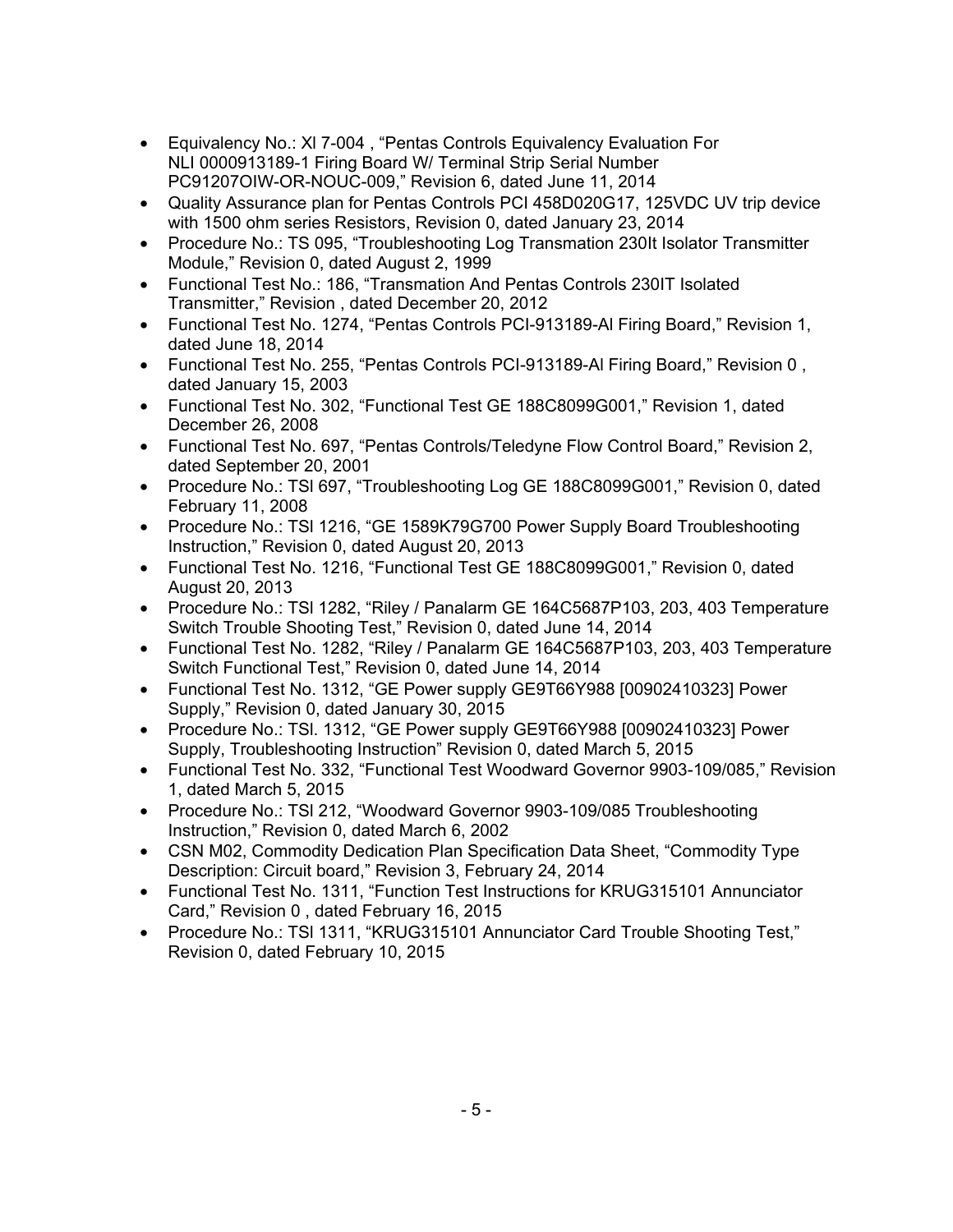- Equivalency No.: Xl 7-004 , "Pentas Controls Equivalency Evaluation For NLI 0000913189-1 Firing Board W/ Terminal Strip Serial Number PC91207OIW-OR-NOUC-009," Revision 6, dated June 11, 2014
- Quality Assurance plan for Pentas Controls PCI 458D020G17, 125VDC UV trip device with 1500 ohm series Resistors, Revision 0, dated January 23, 2014
- Procedure No.: TS 095, "Troubleshooting Log Transmation 230It Isolator Transmitter Module," Revision 0, dated August 2, 1999
- Functional Test No.: 186, "Transmation And Pentas Controls 230IT Isolated Transmitter," Revision , dated December 20, 2012
- Functional Test No. 1274, "Pentas Controls PCI-913189-Al Firing Board," Revision 1, dated June 18, 2014
- Functional Test No. 255, "Pentas Controls PCI-913189-Al Firing Board," Revision 0 , dated January 15, 2003
- Functional Test No. 302, "Functional Test GE 188C8099G001," Revision 1, dated December 26, 2008
- Functional Test No. 697, "Pentas Controls/Teledyne Flow Control Board," Revision 2, dated September 20, 2001
- Procedure No.: TSI 697, "Troubleshooting Log GE 188C8099G001," Revision 0, dated February 11, 2008
- Procedure No.: TSI 1216, "GE 1589K79G700 Power Supply Board Troubleshooting Instruction," Revision 0, dated August 20, 2013
- Functional Test No. 1216, "Functional Test GE 188C8099G001," Revision 0, dated August 20, 2013
- Procedure No.: TSI 1282, "Riley / Panalarm GE 164C5687P103, 203, 403 Temperature Switch Trouble Shooting Test," Revision 0, dated June 14, 2014
- Functional Test No. 1282, "Riley / Panalarm GE 164C5687P103, 203, 403 Temperature Switch Functional Test," Revision 0, dated June 14, 2014
- Functional Test No. 1312, "GE Power supply GE9T66Y988 [00902410323] Power Supply," Revision 0, dated January 30, 2015
- Procedure No.: TSI. 1312, "GE Power supply GE9T66Y988 [00902410323] Power Supply, Troubleshooting Instruction" Revision 0, dated March 5, 2015
- Functional Test No. 332, "Functional Test Woodward Governor 9903-109/085," Revision 1, dated March 5, 2015
- Procedure No.: TSI 212, "Woodward Governor 9903-109/085 Troubleshooting Instruction," Revision 0, dated March 6, 2002
- CSN M02, Commodity Dedication Plan Specification Data Sheet, "Commodity Type Description: Circuit board," Revision 3, February 24, 2014
- Functional Test No. 1311, "Function Test Instructions for KRUG315101 Annunciator Card," Revision 0 , dated February 16, 2015
- Procedure No.: TSI 1311, "KRUG315101 Annunciator Card Trouble Shooting Test," Revision 0, dated February 10, 2015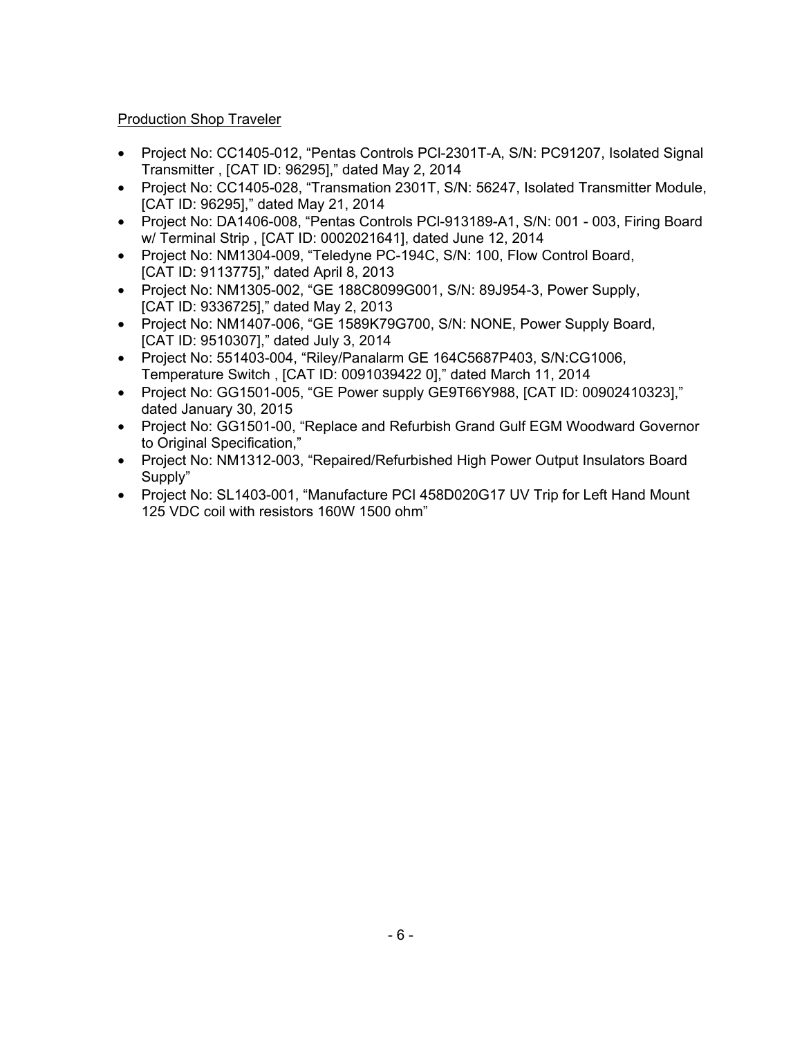Production Shop Traveler

- Project No: CC1405-012, "Pentas Controls PCI-2301T-A, S/N: PC91207, Isolated Signal Transmitter , [CAT ID: 96295]," dated May 2, 2014
- Project No: CC1405-028, "Transmation 2301T, S/N: 56247, Isolated Transmitter Module, [CAT ID: 96295]," dated May 21, 2014
- Project No: DA1406-008, "Pentas Controls PCI-913189-A1, S/N: 001 - 003, Firing Board w/ Terminal Strip , [CAT ID: 0002021641], dated June 12, 2014
- Project No: NM1304-009, "Teledyne PC-194C, S/N: 100, Flow Control Board, [CAT ID: 9113775]," dated April 8, 2013
- Project No: NM1305-002, "GE 188C8099G001, S/N: 89J954-3, Power Supply, [CAT ID: 9336725]," dated May 2, 2013
- Project No: NM1407-006, "GE 1589K79G700, S/N: NONE, Power Supply Board, [CAT ID: 9510307]," dated July 3, 2014
- Project No: 551403-004, "Riley/Panalarm GE 164C5687P403, S/N:CG1006, Temperature Switch , [CAT ID: 0091039422 0]," dated March 11, 2014
- Project No: GG1501-005, "GE Power supply GE9T66Y988, [CAT ID: 00902410323]," dated January 30, 2015
- Project No: GG1501-00, "Replace and Refurbish Grand Gulf EGM Woodward Governor to Original Specification,"
- Project No: NM1312-003, "Repaired/Refurbished High Power Output Insulators Board Supply"
- Project No: SL1403-001, "Manufacture PCI 458D020G17 UV Trip for Left Hand Mount 125 VDC coil with resistors 160W 1500 ohm"